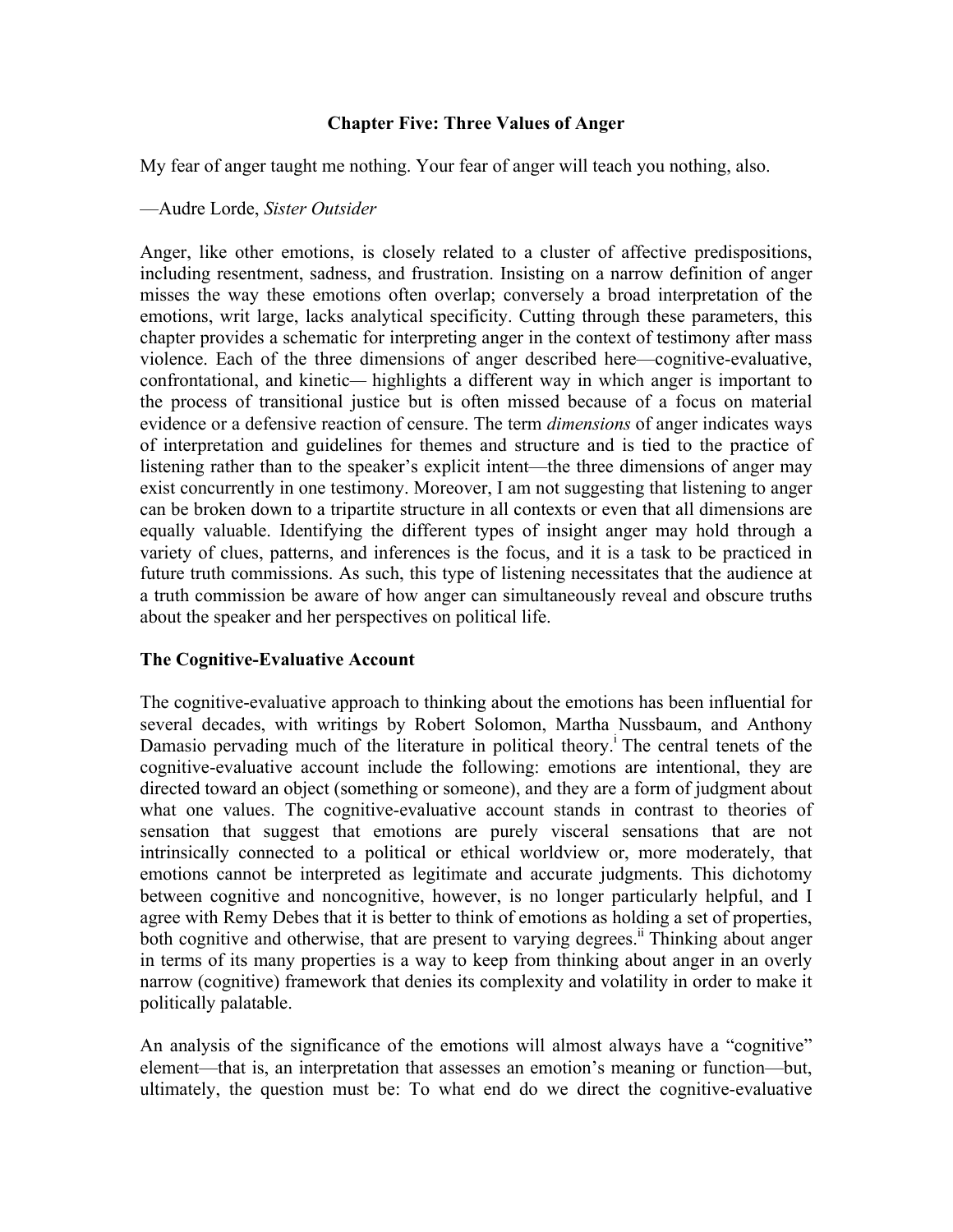# Chapter Five: Three Values of Anger

My fear of anger taught me nothing. Your fear of anger will teach you nothing, also.

—Audre Lorde, *Sister Outsider*

Anger, like other emotions, is closely related to a cluster of affective predispositions, including resentment, sadness, and frustration. Insisting on a narrow definition of anger misses the way these emotions often overlap; conversely a broad interpretation of the emotions, writ large, lacks analytical specificity. Cutting through these parameters, this chapter provides a schematic for interpreting anger in the context of testimony after mass violence. Each of the three dimensions of anger described here—cognitive-evaluative, confrontational, and kinetic— highlights a different way in which anger is important to the process of transitional justice but is often missed because of a focus on material evidence or a defensive reaction of censure. The term *dimensions* of anger indicates ways of interpretation and guidelines for themes and structure and is tied to the practice of listening rather than to the speaker's explicit intent—the three dimensions of anger may exist concurrently in one testimony. Moreover, I am not suggesting that listening to anger can be broken down to a tripartite structure in all contexts or even that all dimensions are equally valuable. Identifying the different types of insight anger may hold through a variety of clues, patterns, and inferences is the focus, and it is a task to be practiced in future truth commissions. As such, this type of listening necessitates that the audience at a truth commission be aware of how anger can simultaneously reveal and obscure truths about the speaker and her perspectives on political life.

## The Cognitive-Evaluative Account

The cognitive-evaluative approach to thinking about the emotions has been influential for several decades, with writings by Robert Solomon, Martha Nussbaum, and Anthony Damasio pervading much of the literature in political theory.[i] The central tenets of the cognitive-evaluative account include the following: emotions are intentional, they are directed toward an object (something or someone), and they are a form of judgment about what one values. The cognitive-evaluative account stands in contrast to theories of sensation that suggest that emotions are purely visceral sensations that are not intrinsically connected to a political or ethical worldview or, more moderately, that emotions cannot be interpreted as legitimate and accurate judgments. This dichotomy between cognitive and noncognitive, however, is no longer particularly helpful, and I agree with Remy Debes that it is better to think of emotions as holding a set of properties, both cognitive and otherwise, that are present to varying degrees.[ii] Thinking about anger in terms of its many properties is a way to keep from thinking about anger in an overly narrow (cognitive) framework that denies its complexity and volatility in order to make it politically palatable.

An analysis of the significance of the emotions will almost always have a "cognitive" element—that is, an interpretation that assesses an emotion's meaning or function—but, ultimately, the question must be: To what end do we direct the cognitive-evaluative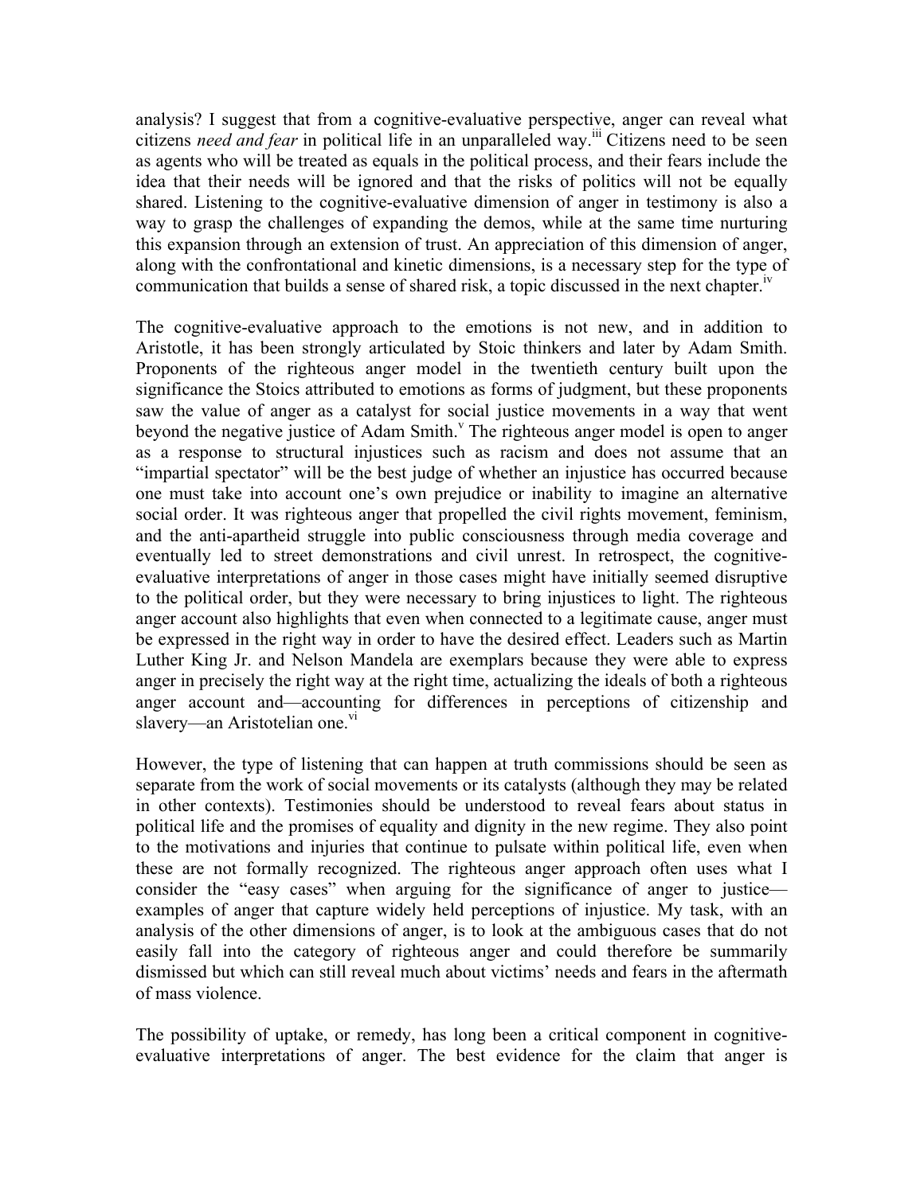analysis? I suggest that from a cognitive-evaluative perspective, anger can reveal what citizens *need and fear* in political life in an unparalleled way.[iii] Citizens need to be seen as agents who will be treated as equals in the political process, and their fears include the idea that their needs will be ignored and that the risks of politics will not be equally shared. Listening to the cognitive-evaluative dimension of anger in testimony is also a way to grasp the challenges of expanding the demos, while at the same time nurturing this expansion through an extension of trust. An appreciation of this dimension of anger, along with the confrontational and kinetic dimensions, is a necessary step for the type of communication that builds a sense of shared risk, a topic discussed in the next chapter.[iv]

The cognitive-evaluative approach to the emotions is not new, and in addition to Aristotle, it has been strongly articulated by Stoic thinkers and later by Adam Smith. Proponents of the righteous anger model in the twentieth century built upon the significance the Stoics attributed to emotions as forms of judgment, but these proponents saw the value of anger as a catalyst for social justice movements in a way that went beyond the negative justice of Adam Smith.[v] The righteous anger model is open to anger as a response to structural injustices such as racism and does not assume that an "impartial spectator" will be the best judge of whether an injustice has occurred because one must take into account one's own prejudice or inability to imagine an alternative social order. It was righteous anger that propelled the civil rights movement, feminism, and the anti-apartheid struggle into public consciousness through media coverage and eventually led to street demonstrations and civil unrest. In retrospect, the cognitive-evaluative interpretations of anger in those cases might have initially seemed disruptive to the political order, but they were necessary to bring injustices to light. The righteous anger account also highlights that even when connected to a legitimate cause, anger must be expressed in the right way in order to have the desired effect. Leaders such as Martin Luther King Jr. and Nelson Mandela are exemplars because they were able to express anger in precisely the right way at the right time, actualizing the ideals of both a righteous anger account and—accounting for differences in perceptions of citizenship and slavery—an Aristotelian one.[vi]

However, the type of listening that can happen at truth commissions should be seen as separate from the work of social movements or its catalysts (although they may be related in other contexts). Testimonies should be understood to reveal fears about status in political life and the promises of equality and dignity in the new regime. They also point to the motivations and injuries that continue to pulsate within political life, even when these are not formally recognized. The righteous anger approach often uses what I consider the "easy cases" when arguing for the significance of anger to justice—examples of anger that capture widely held perceptions of injustice. My task, with an analysis of the other dimensions of anger, is to look at the ambiguous cases that do not easily fall into the category of righteous anger and could therefore be summarily dismissed but which can still reveal much about victims' needs and fears in the aftermath of mass violence.

The possibility of uptake, or remedy, has long been a critical component in cognitive-evaluative interpretations of anger. The best evidence for the claim that anger is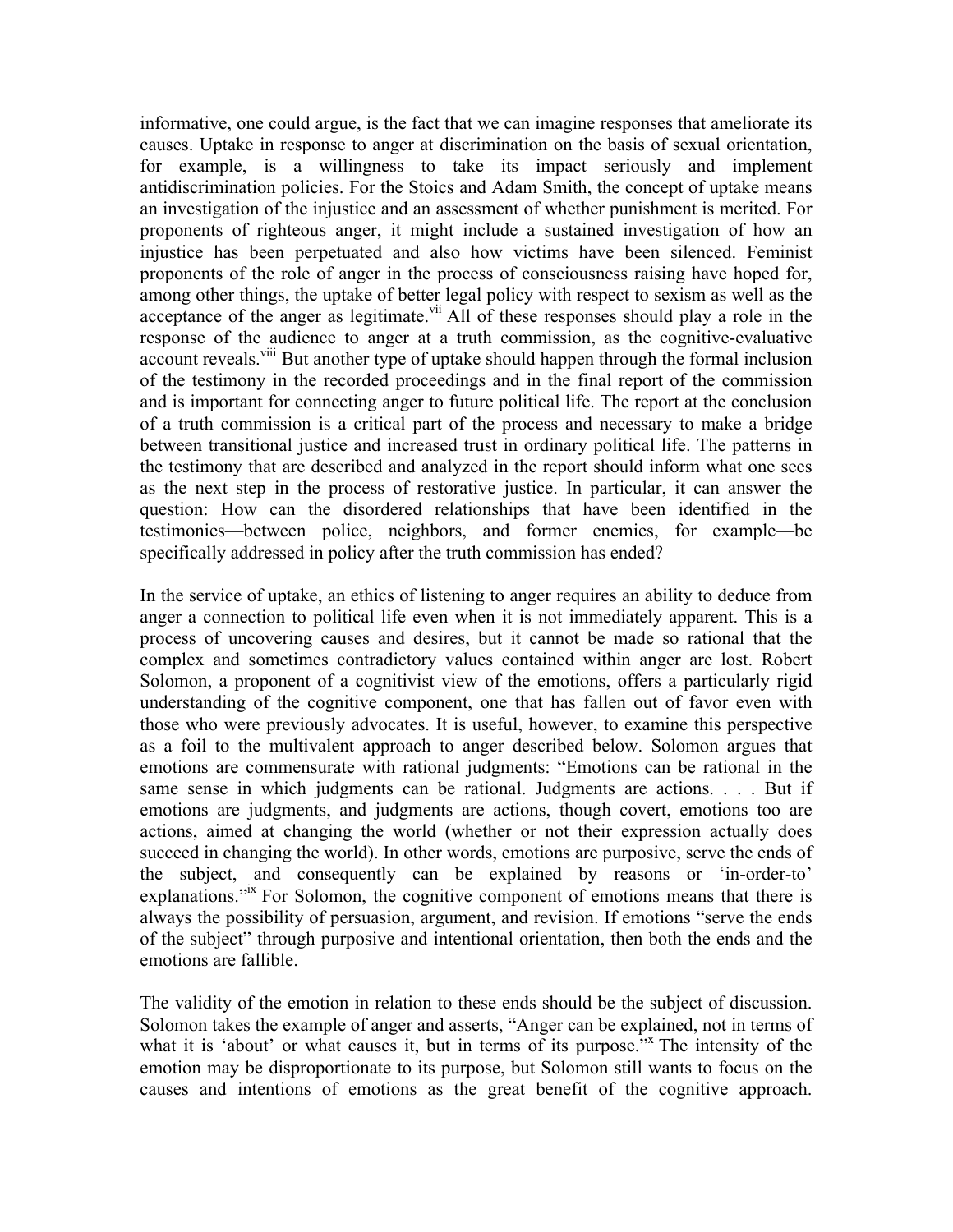informative, one could argue, is the fact that we can imagine responses that ameliorate its causes. Uptake in response to anger at discrimination on the basis of sexual orientation, for example, is a willingness to take its impact seriously and implement antidiscrimination policies. For the Stoics and Adam Smith, the concept of uptake means an investigation of the injustice and an assessment of whether punishment is merited. For proponents of righteous anger, it might include a sustained investigation of how an injustice has been perpetuated and also how victims have been silenced. Feminist proponents of the role of anger in the process of consciousness raising have hoped for, among other things, the uptake of better legal policy with respect to sexism as well as the acceptance of the anger as legitimate.[vii] All of these responses should play a role in the response of the audience to anger at a truth commission, as the cognitive-evaluative account reveals.[viii] But another type of uptake should happen through the formal inclusion of the testimony in the recorded proceedings and in the final report of the commission and is important for connecting anger to future political life. The report at the conclusion of a truth commission is a critical part of the process and necessary to make a bridge between transitional justice and increased trust in ordinary political life. The patterns in the testimony that are described and analyzed in the report should inform what one sees as the next step in the process of restorative justice. In particular, it can answer the question: How can the disordered relationships that have been identified in the testimonies—between police, neighbors, and former enemies, for example—be specifically addressed in policy after the truth commission has ended?

In the service of uptake, an ethics of listening to anger requires an ability to deduce from anger a connection to political life even when it is not immediately apparent. This is a process of uncovering causes and desires, but it cannot be made so rational that the complex and sometimes contradictory values contained within anger are lost. Robert Solomon, a proponent of a cognitivist view of the emotions, offers a particularly rigid understanding of the cognitive component, one that has fallen out of favor even with those who were previously advocates. It is useful, however, to examine this perspective as a foil to the multivalent approach to anger described below. Solomon argues that emotions are commensurate with rational judgments: "Emotions can be rational in the same sense in which judgments can be rational. Judgments are actions. . . . But if emotions are judgments, and judgments are actions, though covert, emotions too are actions, aimed at changing the world (whether or not their expression actually does succeed in changing the world). In other words, emotions are purposive, serve the ends of the subject, and consequently can be explained by reasons or 'in-order-to' explanations."[ix] For Solomon, the cognitive component of emotions means that there is always the possibility of persuasion, argument, and revision. If emotions "serve the ends of the subject" through purposive and intentional orientation, then both the ends and the emotions are fallible.

The validity of the emotion in relation to these ends should be the subject of discussion. Solomon takes the example of anger and asserts, "Anger can be explained, not in terms of what it is 'about' or what causes it, but in terms of its purpose."[x] The intensity of the emotion may be disproportionate to its purpose, but Solomon still wants to focus on the causes and intentions of emotions as the great benefit of the cognitive approach.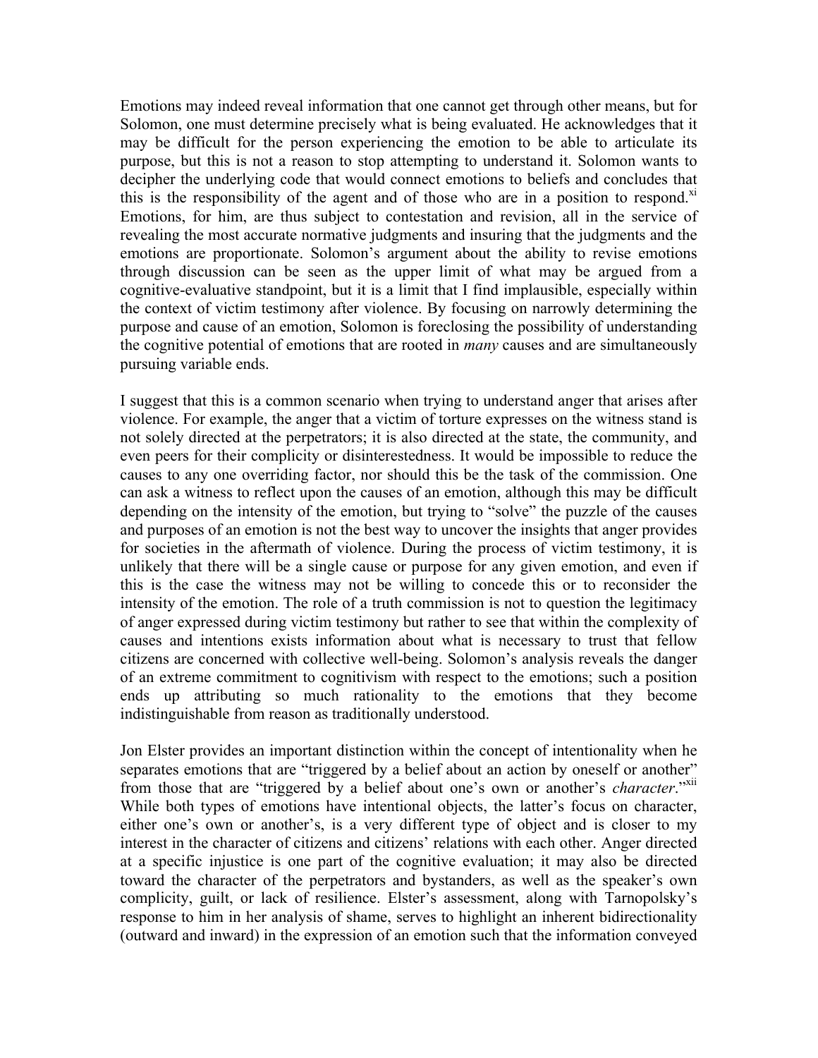Emotions may indeed reveal information that one cannot get through other means, but for Solomon, one must determine precisely what is being evaluated. He acknowledges that it may be difficult for the person experiencing the emotion to be able to articulate its purpose, but this is not a reason to stop attempting to understand it. Solomon wants to decipher the underlying code that would connect emotions to beliefs and concludes that this is the responsibility of the agent and of those who are in a position to respond.[xi] Emotions, for him, are thus subject to contestation and revision, all in the service of revealing the most accurate normative judgments and insuring that the judgments and the emotions are proportionate. Solomon's argument about the ability to revise emotions through discussion can be seen as the upper limit of what may be argued from a cognitive-evaluative standpoint, but it is a limit that I find implausible, especially within the context of victim testimony after violence. By focusing on narrowly determining the purpose and cause of an emotion, Solomon is foreclosing the possibility of understanding the cognitive potential of emotions that are rooted in *many* causes and are simultaneously pursuing variable ends.

I suggest that this is a common scenario when trying to understand anger that arises after violence. For example, the anger that a victim of torture expresses on the witness stand is not solely directed at the perpetrators; it is also directed at the state, the community, and even peers for their complicity or disinterestedness. It would be impossible to reduce the causes to any one overriding factor, nor should this be the task of the commission. One can ask a witness to reflect upon the causes of an emotion, although this may be difficult depending on the intensity of the emotion, but trying to "solve" the puzzle of the causes and purposes of an emotion is not the best way to uncover the insights that anger provides for societies in the aftermath of violence. During the process of victim testimony, it is unlikely that there will be a single cause or purpose for any given emotion, and even if this is the case the witness may not be willing to concede this or to reconsider the intensity of the emotion. The role of a truth commission is not to question the legitimacy of anger expressed during victim testimony but rather to see that within the complexity of causes and intentions exists information about what is necessary to trust that fellow citizens are concerned with collective well-being. Solomon's analysis reveals the danger of an extreme commitment to cognitivism with respect to the emotions; such a position ends up attributing so much rationality to the emotions that they become indistinguishable from reason as traditionally understood.

Jon Elster provides an important distinction within the concept of intentionality when he separates emotions that are "triggered by a belief about an action by oneself or another" from those that are "triggered by a belief about one's own or another's *character*."[xii] While both types of emotions have intentional objects, the latter's focus on character, either one's own or another's, is a very different type of object and is closer to my interest in the character of citizens and citizens' relations with each other. Anger directed at a specific injustice is one part of the cognitive evaluation; it may also be directed toward the character of the perpetrators and bystanders, as well as the speaker's own complicity, guilt, or lack of resilience. Elster's assessment, along with Tarnopolsky's response to him in her analysis of shame, serves to highlight an inherent bidirectionality (outward and inward) in the expression of an emotion such that the information conveyed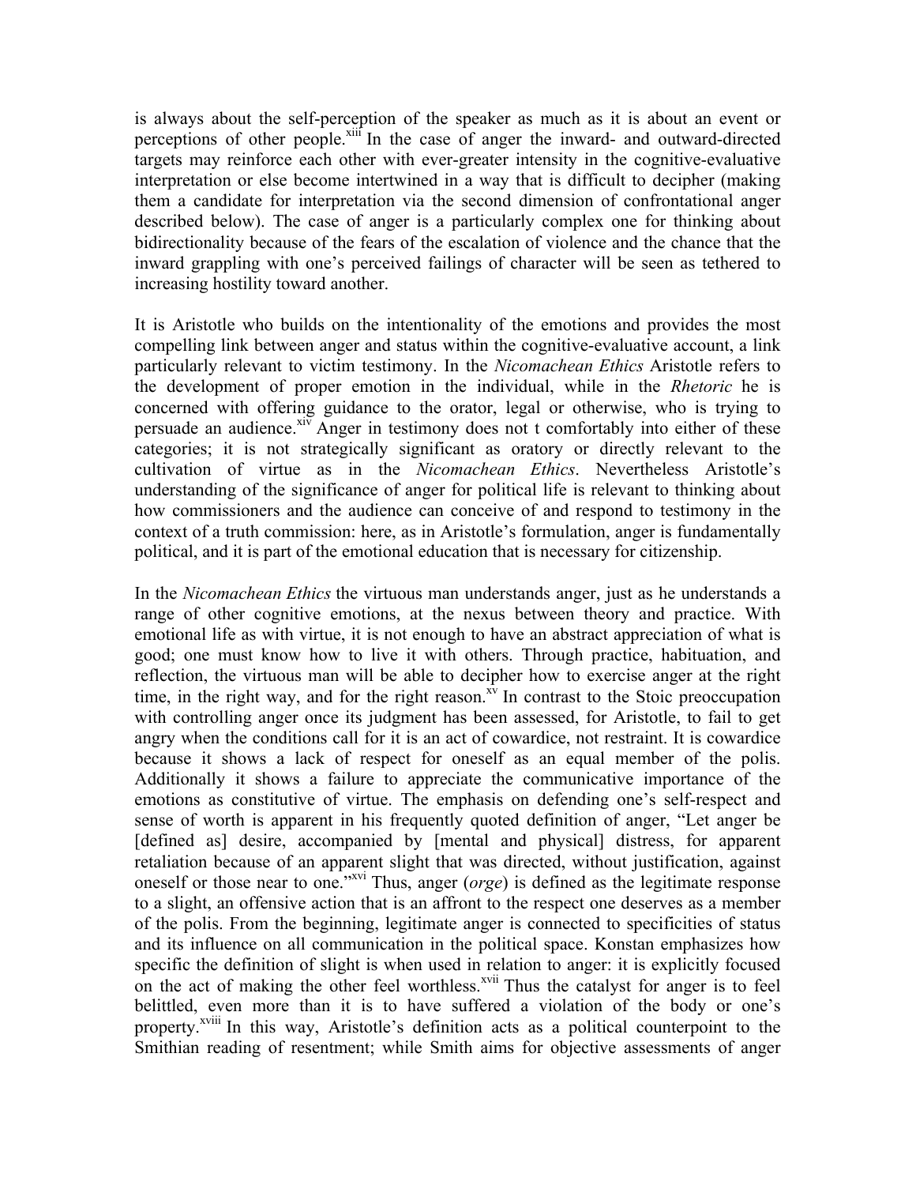is always about the self-perception of the speaker as much as it is about an event or perceptions of other people.[xiii] In the case of anger the inward- and outward-directed targets may reinforce each other with ever-greater intensity in the cognitive-evaluative interpretation or else become intertwined in a way that is difficult to decipher (making them a candidate for interpretation via the second dimension of confrontational anger described below). The case of anger is a particularly complex one for thinking about bidirectionality because of the fears of the escalation of violence and the chance that the inward grappling with one's perceived failings of character will be seen as tethered to increasing hostility toward another.

It is Aristotle who builds on the intentionality of the emotions and provides the most compelling link between anger and status within the cognitive-evaluative account, a link particularly relevant to victim testimony. In the *Nicomachean Ethics* Aristotle refers to the development of proper emotion in the individual, while in the *Rhetoric* he is concerned with offering guidance to the orator, legal or otherwise, who is trying to persuade an audience.[xiv] Anger in testimony does not t comfortably into either of these categories; it is not strategically significant as oratory or directly relevant to the cultivation of virtue as in the *Nicomachean Ethics*. Nevertheless Aristotle's understanding of the significance of anger for political life is relevant to thinking about how commissioners and the audience can conceive of and respond to testimony in the context of a truth commission: here, as in Aristotle's formulation, anger is fundamentally political, and it is part of the emotional education that is necessary for citizenship.

In the *Nicomachean Ethics* the virtuous man understands anger, just as he understands a range of other cognitive emotions, at the nexus between theory and practice. With emotional life as with virtue, it is not enough to have an abstract appreciation of what is good; one must know how to live it with others. Through practice, habituation, and reflection, the virtuous man will be able to decipher how to exercise anger at the right time, in the right way, and for the right reason.[xv] In contrast to the Stoic preoccupation with controlling anger once its judgment has been assessed, for Aristotle, to fail to get angry when the conditions call for it is an act of cowardice, not restraint. It is cowardice because it shows a lack of respect for oneself as an equal member of the polis. Additionally it shows a failure to appreciate the communicative importance of the emotions as constitutive of virtue. The emphasis on defending one's self-respect and sense of worth is apparent in his frequently quoted definition of anger, "Let anger be [defined as] desire, accompanied by [mental and physical] distress, for apparent retaliation because of an apparent slight that was directed, without justification, against oneself or those near to one."[xvi] Thus, anger (*orge*) is defined as the legitimate response to a slight, an offensive action that is an affront to the respect one deserves as a member of the polis. From the beginning, legitimate anger is connected to specificities of status and its influence on all communication in the political space. Konstan emphasizes how specific the definition of slight is when used in relation to anger: it is explicitly focused on the act of making the other feel worthless.[xvii] Thus the catalyst for anger is to feel belittled, even more than it is to have suffered a violation of the body or one's property.[xviii] In this way, Aristotle's definition acts as a political counterpoint to the Smithian reading of resentment; while Smith aims for objective assessments of anger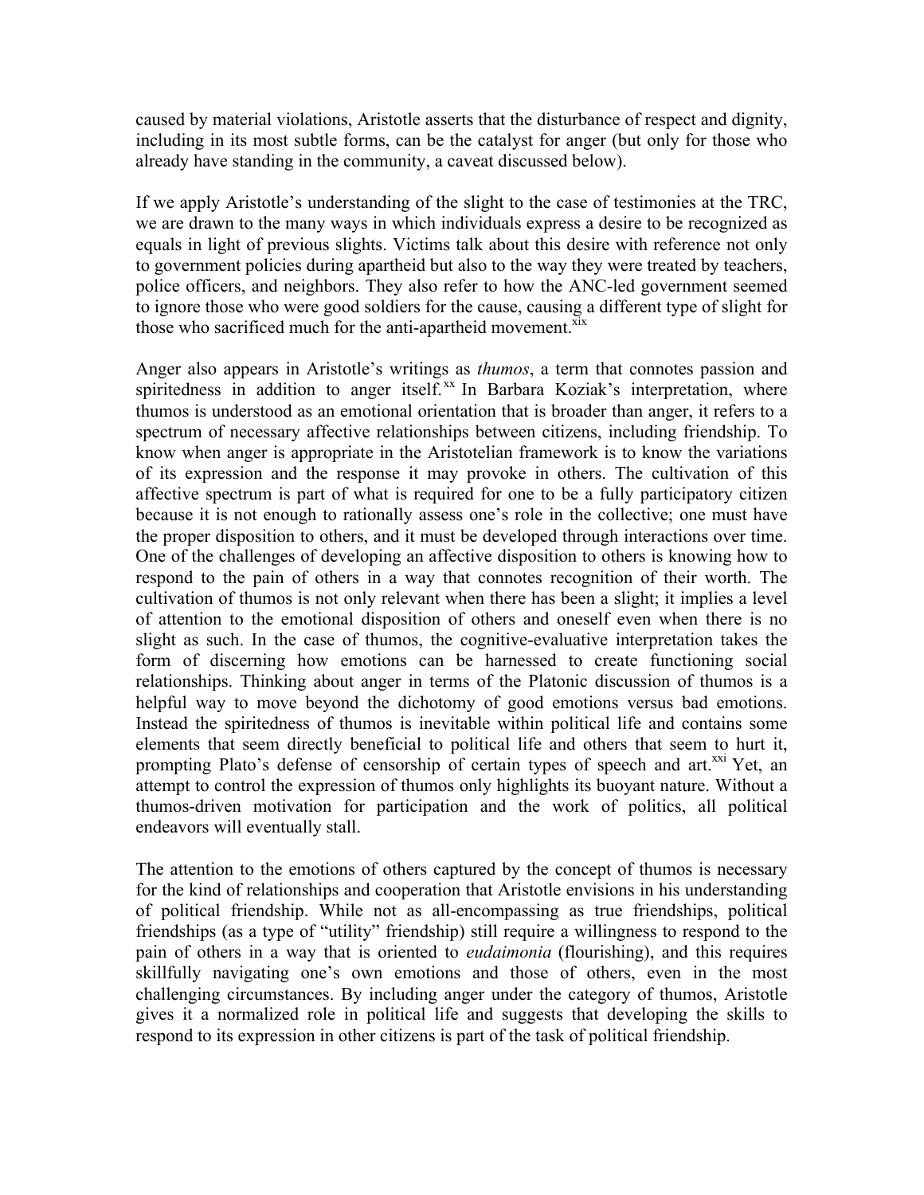caused by material violations, Aristotle asserts that the disturbance of respect and dignity, including in its most subtle forms, can be the catalyst for anger (but only for those who already have standing in the community, a caveat discussed below).

If we apply Aristotle's understanding of the slight to the case of testimonies at the TRC, we are drawn to the many ways in which individuals express a desire to be recognized as equals in light of previous slights. Victims talk about this desire with reference not only to government policies during apartheid but also to the way they were treated by teachers, police officers, and neighbors. They also refer to how the ANC-led government seemed to ignore those who were good soldiers for the cause, causing a different type of slight for those who sacrificed much for the anti-apartheid movement.[xix]

Anger also appears in Aristotle's writings as *thumos*, a term that connotes passion and spiritedness in addition to anger itself.[xx] In Barbara Koziak's interpretation, where thumos is understood as an emotional orientation that is broader than anger, it refers to a spectrum of necessary affective relationships between citizens, including friendship. To know when anger is appropriate in the Aristotelian framework is to know the variations of its expression and the response it may provoke in others. The cultivation of this affective spectrum is part of what is required for one to be a fully participatory citizen because it is not enough to rationally assess one's role in the collective; one must have the proper disposition to others, and it must be developed through interactions over time. One of the challenges of developing an affective disposition to others is knowing how to respond to the pain of others in a way that connotes recognition of their worth. The cultivation of thumos is not only relevant when there has been a slight; it implies a level of attention to the emotional disposition of others and oneself even when there is no slight as such. In the case of thumos, the cognitive-evaluative interpretation takes the form of discerning how emotions can be harnessed to create functioning social relationships. Thinking about anger in terms of the Platonic discussion of thumos is a helpful way to move beyond the dichotomy of good emotions versus bad emotions. Instead the spiritedness of thumos is inevitable within political life and contains some elements that seem directly beneficial to political life and others that seem to hurt it, prompting Plato's defense of censorship of certain types of speech and art.[xxi] Yet, an attempt to control the expression of thumos only highlights its buoyant nature. Without a thumos-driven motivation for participation and the work of politics, all political endeavors will eventually stall.

The attention to the emotions of others captured by the concept of thumos is necessary for the kind of relationships and cooperation that Aristotle envisions in his understanding of political friendship. While not as all-encompassing as true friendships, political friendships (as a type of "utility" friendship) still require a willingness to respond to the pain of others in a way that is oriented to *eudaimonia* (flourishing), and this requires skillfully navigating one's own emotions and those of others, even in the most challenging circumstances. By including anger under the category of thumos, Aristotle gives it a normalized role in political life and suggests that developing the skills to respond to its expression in other citizens is part of the task of political friendship.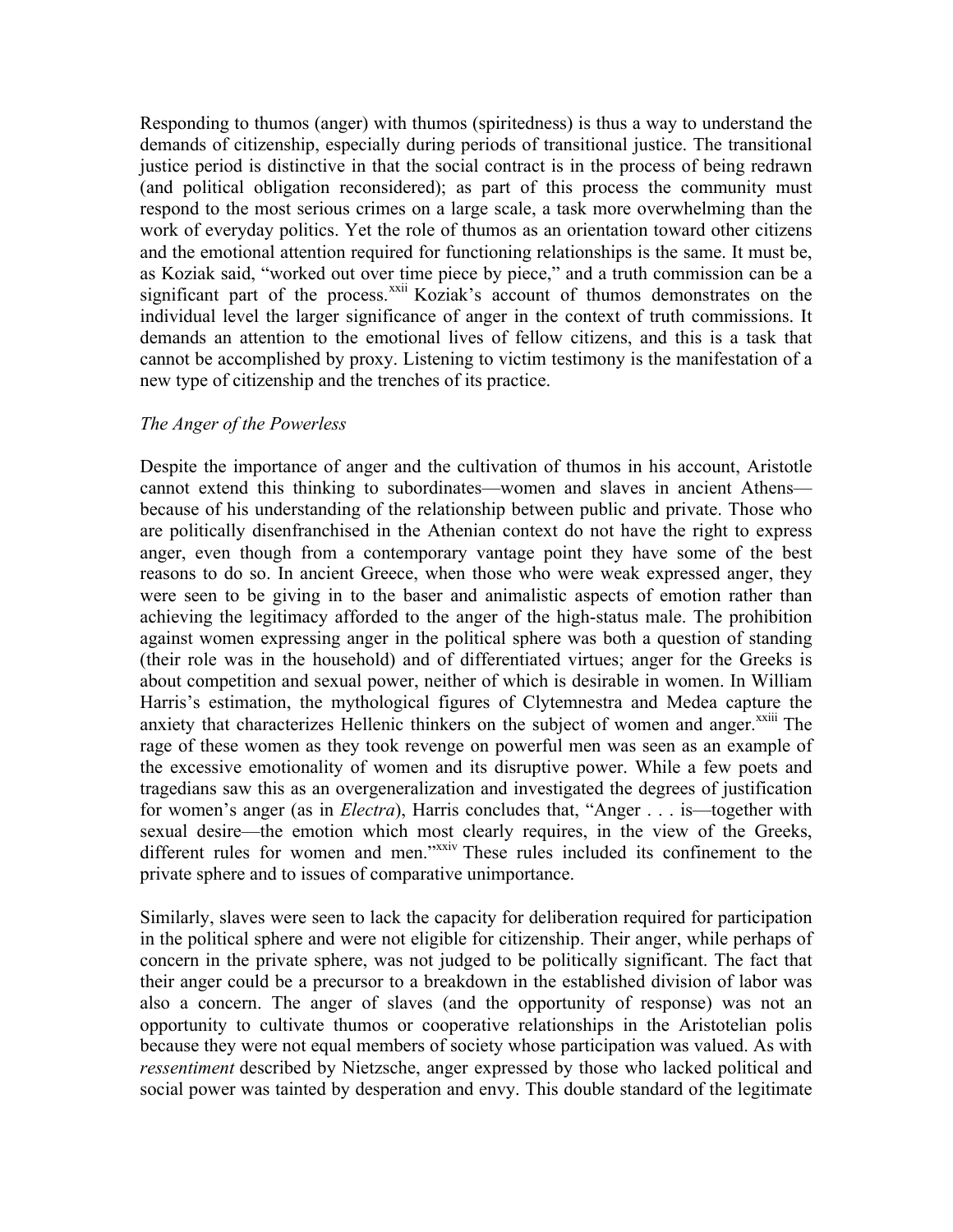Responding to thumos (anger) with thumos (spiritedness) is thus a way to understand the demands of citizenship, especially during periods of transitional justice. The transitional justice period is distinctive in that the social contract is in the process of being redrawn (and political obligation reconsidered); as part of this process the community must respond to the most serious crimes on a large scale, a task more overwhelming than the work of everyday politics. Yet the role of thumos as an orientation toward other citizens and the emotional attention required for functioning relationships is the same. It must be, as Koziak said, "worked out over time piece by piece," and a truth commission can be a significant part of the process.[xxii] Koziak's account of thumos demonstrates on the individual level the larger significance of anger in the context of truth commissions. It demands an attention to the emotional lives of fellow citizens, and this is a task that cannot be accomplished by proxy. Listening to victim testimony is the manifestation of a new type of citizenship and the trenches of its practice.

*The Anger of the Powerless*

Despite the importance of anger and the cultivation of thumos in his account, Aristotle cannot extend this thinking to subordinates—women and slaves in ancient Athens—because of his understanding of the relationship between public and private. Those who are politically disenfranchised in the Athenian context do not have the right to express anger, even though from a contemporary vantage point they have some of the best reasons to do so. In ancient Greece, when those who were weak expressed anger, they were seen to be giving in to the baser and animalistic aspects of emotion rather than achieving the legitimacy afforded to the anger of the high-status male. The prohibition against women expressing anger in the political sphere was both a question of standing (their role was in the household) and of differentiated virtues; anger for the Greeks is about competition and sexual power, neither of which is desirable in women. In William Harris's estimation, the mythological figures of Clytemnestra and Medea capture the anxiety that characterizes Hellenic thinkers on the subject of women and anger.[xxiii] The rage of these women as they took revenge on powerful men was seen as an example of the excessive emotionality of women and its disruptive power. While a few poets and tragedians saw this as an overgeneralization and investigated the degrees of justification for women's anger (as in *Electra*), Harris concludes that, "Anger . . . is—together with sexual desire—the emotion which most clearly requires, in the view of the Greeks, different rules for women and men."[xxiv] These rules included its confinement to the private sphere and to issues of comparative unimportance.

Similarly, slaves were seen to lack the capacity for deliberation required for participation in the political sphere and were not eligible for citizenship. Their anger, while perhaps of concern in the private sphere, was not judged to be politically significant. The fact that their anger could be a precursor to a breakdown in the established division of labor was also a concern. The anger of slaves (and the opportunity of response) was not an opportunity to cultivate thumos or cooperative relationships in the Aristotelian polis because they were not equal members of society whose participation was valued. As with *ressentiment* described by Nietzsche, anger expressed by those who lacked political and social power was tainted by desperation and envy. This double standard of the legitimate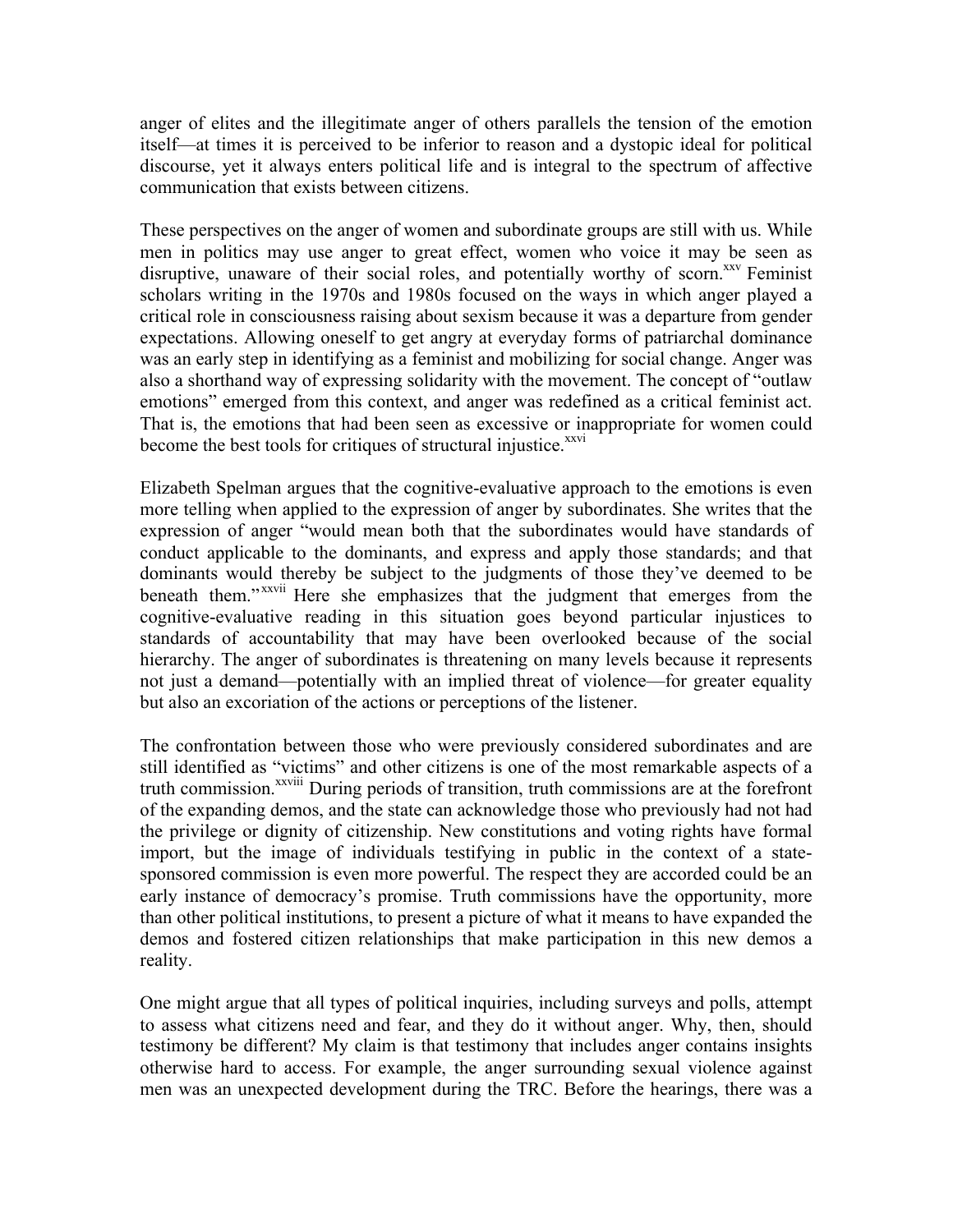anger of elites and the illegitimate anger of others parallels the tension of the emotion itself—at times it is perceived to be inferior to reason and a dystopic ideal for political discourse, yet it always enters political life and is integral to the spectrum of affective communication that exists between citizens.

These perspectives on the anger of women and subordinate groups are still with us. While men in politics may use anger to great effect, women who voice it may be seen as disruptive, unaware of their social roles, and potentially worthy of scorn.[xxv] Feminist scholars writing in the 1970s and 1980s focused on the ways in which anger played a critical role in consciousness raising about sexism because it was a departure from gender expectations. Allowing oneself to get angry at everyday forms of patriarchal dominance was an early step in identifying as a feminist and mobilizing for social change. Anger was also a shorthand way of expressing solidarity with the movement. The concept of "outlaw emotions" emerged from this context, and anger was redefined as a critical feminist act. That is, the emotions that had been seen as excessive or inappropriate for women could become the best tools for critiques of structural injustice.[xxvi]

Elizabeth Spelman argues that the cognitive-evaluative approach to the emotions is even more telling when applied to the expression of anger by subordinates. She writes that the expression of anger "would mean both that the subordinates would have standards of conduct applicable to the dominants, and express and apply those standards; and that dominants would thereby be subject to the judgments of those they've deemed to be beneath them."[xxvii] Here she emphasizes that the judgment that emerges from the cognitive-evaluative reading in this situation goes beyond particular injustices to standards of accountability that may have been overlooked because of the social hierarchy. The anger of subordinates is threatening on many levels because it represents not just a demand—potentially with an implied threat of violence—for greater equality but also an excoriation of the actions or perceptions of the listener.

The confrontation between those who were previously considered subordinates and are still identified as "victims" and other citizens is one of the most remarkable aspects of a truth commission.[xxviii] During periods of transition, truth commissions are at the forefront of the expanding demos, and the state can acknowledge those who previously had not had the privilege or dignity of citizenship. New constitutions and voting rights have formal import, but the image of individuals testifying in public in the context of a state-sponsored commission is even more powerful. The respect they are accorded could be an early instance of democracy's promise. Truth commissions have the opportunity, more than other political institutions, to present a picture of what it means to have expanded the demos and fostered citizen relationships that make participation in this new demos a reality.

One might argue that all types of political inquiries, including surveys and polls, attempt to assess what citizens need and fear, and they do it without anger. Why, then, should testimony be different? My claim is that testimony that includes anger contains insights otherwise hard to access. For example, the anger surrounding sexual violence against men was an unexpected development during the TRC. Before the hearings, there was a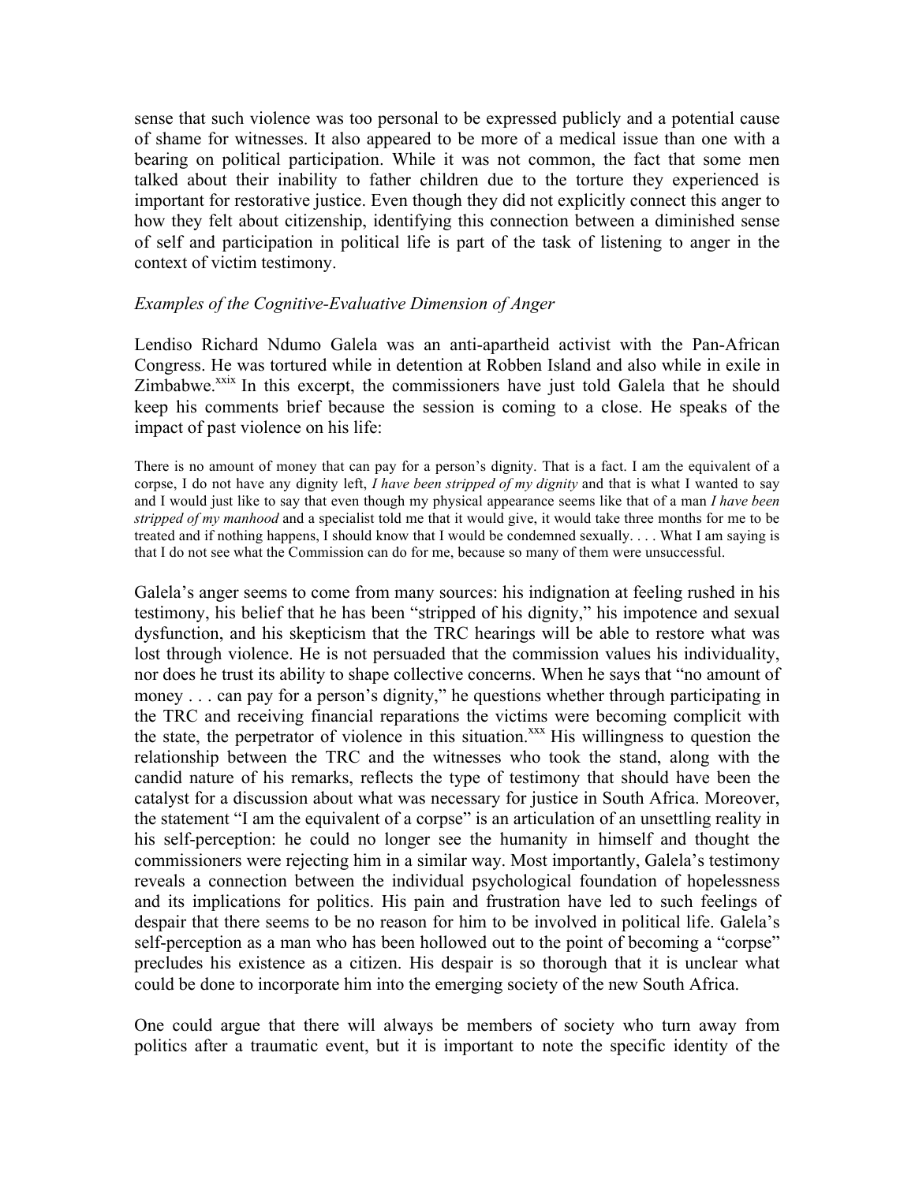sense that such violence was too personal to be expressed publicly and a potential cause of shame for witnesses. It also appeared to be more of a medical issue than one with a bearing on political participation. While it was not common, the fact that some men talked about their inability to father children due to the torture they experienced is important for restorative justice. Even though they did not explicitly connect this anger to how they felt about citizenship, identifying this connection between a diminished sense of self and participation in political life is part of the task of listening to anger in the context of victim testimony.

### *Examples of the Cognitive-Evaluative Dimension of Anger*

Lendiso Richard Ndumo Galela was an anti-apartheid activist with the Pan-African Congress. He was tortured while in detention at Robben Island and also while in exile in Zimbabwe.[xxix] In this excerpt, the commissioners have just told Galela that he should keep his comments brief because the session is coming to a close. He speaks of the impact of past violence on his life:

> There is no amount of money that can pay for a person's dignity. That is a fact. I am the equivalent of a corpse, I do not have any dignity left, *I have been stripped of my dignity* and that is what I wanted to say and I would just like to say that even though my physical appearance seems like that of a man *I have been stripped of my manhood* and a specialist told me that it would give, it would take three months for me to be treated and if nothing happens, I should know that I would be condemned sexually. . . . What I am saying is that I do not see what the Commission can do for me, because so many of them were unsuccessful.

Galela's anger seems to come from many sources: his indignation at feeling rushed in his testimony, his belief that he has been "stripped of his dignity," his impotence and sexual dysfunction, and his skepticism that the TRC hearings will be able to restore what was lost through violence. He is not persuaded that the commission values his individuality, nor does he trust its ability to shape collective concerns. When he says that "no amount of money . . . can pay for a person's dignity," he questions whether through participating in the TRC and receiving financial reparations the victims were becoming complicit with the state, the perpetrator of violence in this situation.[xxx] His willingness to question the relationship between the TRC and the witnesses who took the stand, along with the candid nature of his remarks, reflects the type of testimony that should have been the catalyst for a discussion about what was necessary for justice in South Africa. Moreover, the statement "I am the equivalent of a corpse" is an articulation of an unsettling reality in his self-perception: he could no longer see the humanity in himself and thought the commissioners were rejecting him in a similar way. Most importantly, Galela's testimony reveals a connection between the individual psychological foundation of hopelessness and its implications for politics. His pain and frustration have led to such feelings of despair that there seems to be no reason for him to be involved in political life. Galela's self-perception as a man who has been hollowed out to the point of becoming a "corpse" precludes his existence as a citizen. His despair is so thorough that it is unclear what could be done to incorporate him into the emerging society of the new South Africa.

One could argue that there will always be members of society who turn away from politics after a traumatic event, but it is important to note the specific identity of the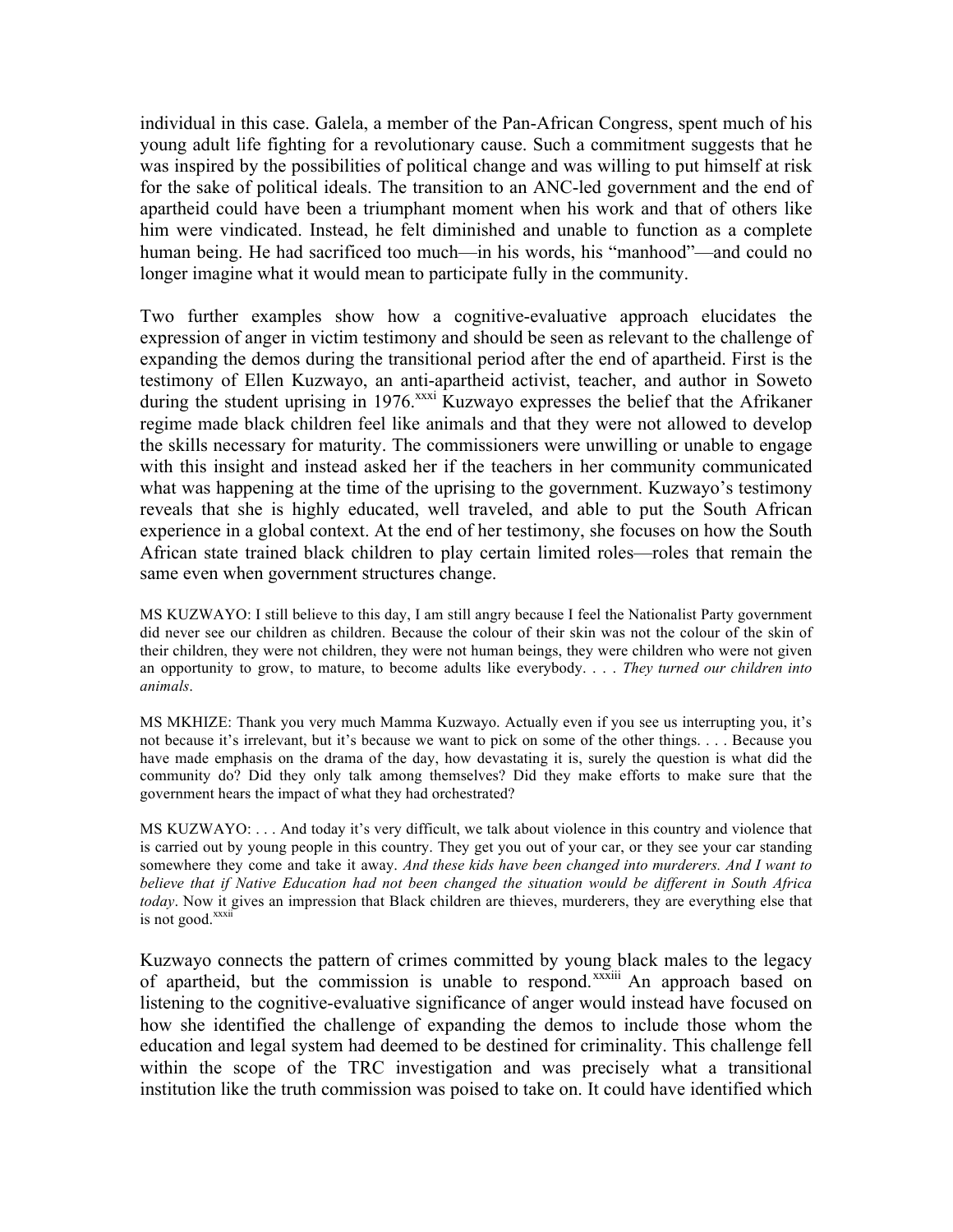individual in this case. Galela, a member of the Pan-African Congress, spent much of his young adult life fighting for a revolutionary cause. Such a commitment suggests that he was inspired by the possibilities of political change and was willing to put himself at risk for the sake of political ideals. The transition to an ANC-led government and the end of apartheid could have been a triumphant moment when his work and that of others like him were vindicated. Instead, he felt diminished and unable to function as a complete human being. He had sacrificed too much—in his words, his "manhood"—and could no longer imagine what it would mean to participate fully in the community.

Two further examples show how a cognitive-evaluative approach elucidates the expression of anger in victim testimony and should be seen as relevant to the challenge of expanding the demos during the transitional period after the end of apartheid. First is the testimony of Ellen Kuzwayo, an anti-apartheid activist, teacher, and author in Soweto during the student uprising in 1976.[xxxi] Kuzwayo expresses the belief that the Afrikaner regime made black children feel like animals and that they were not allowed to develop the skills necessary for maturity. The commissioners were unwilling or unable to engage with this insight and instead asked her if the teachers in her community communicated what was happening at the time of the uprising to the government. Kuzwayo's testimony reveals that she is highly educated, well traveled, and able to put the South African experience in a global context. At the end of her testimony, she focuses on how the South African state trained black children to play certain limited roles—roles that remain the same even when government structures change.

MS KUZWAYO: I still believe to this day, I am still angry because I feel the Nationalist Party government did never see our children as children. Because the colour of their skin was not the colour of the skin of their children, they were not children, they were not human beings, they were children who were not given an opportunity to grow, to mature, to become adults like everybody. . . . *They turned our children into animals*.

MS MKHIZE: Thank you very much Mamma Kuzwayo. Actually even if you see us interrupting you, it's not because it's irrelevant, but it's because we want to pick on some of the other things. . . . Because you have made emphasis on the drama of the day, how devastating it is, surely the question is what did the community do? Did they only talk among themselves? Did they make efforts to make sure that the government hears the impact of what they had orchestrated?

MS KUZWAYO: . . . And today it's very difficult, we talk about violence in this country and violence that is carried out by young people in this country. They get you out of your car, or they see your car standing somewhere they come and take it away. *And these kids have been changed into murderers. And I want to believe that if Native Education had not been changed the situation would be different in South Africa today*. Now it gives an impression that Black children are thieves, murderers, they are everything else that is not good.[xxxii]

Kuzwayo connects the pattern of crimes committed by young black males to the legacy of apartheid, but the commission is unable to respond.[xxxiii] An approach based on listening to the cognitive-evaluative significance of anger would instead have focused on how she identified the challenge of expanding the demos to include those whom the education and legal system had deemed to be destined for criminality. This challenge fell within the scope of the TRC investigation and was precisely what a transitional institution like the truth commission was poised to take on. It could have identified which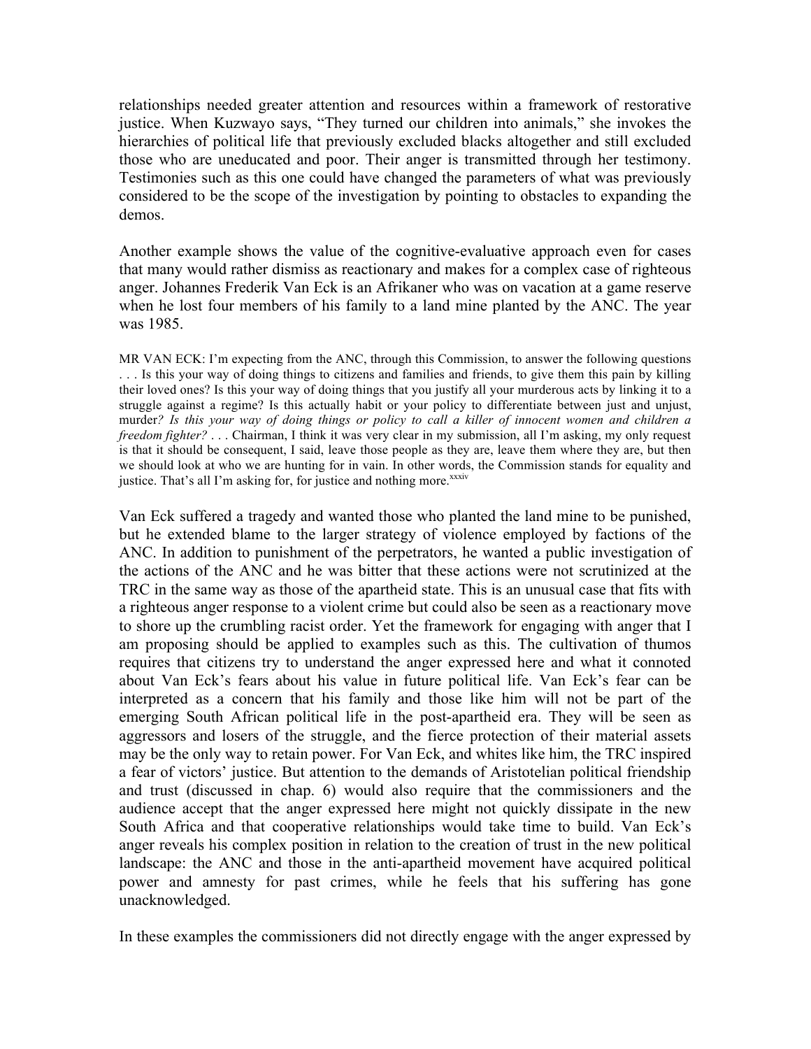relationships needed greater attention and resources within a framework of restorative justice. When Kuzwayo says, "They turned our children into animals," she invokes the hierarchies of political life that previously excluded blacks altogether and still excluded those who are uneducated and poor. Their anger is transmitted through her testimony. Testimonies such as this one could have changed the parameters of what was previously considered to be the scope of the investigation by pointing to obstacles to expanding the demos.

Another example shows the value of the cognitive-evaluative approach even for cases that many would rather dismiss as reactionary and makes for a complex case of righteous anger. Johannes Frederik Van Eck is an Afrikaner who was on vacation at a game reserve when he lost four members of his family to a land mine planted by the ANC. The year was 1985.

MR VAN ECK: I'm expecting from the ANC, through this Commission, to answer the following questions . . . Is this your way of doing things to citizens and families and friends, to give them this pain by killing their loved ones? Is this your way of doing things that you justify all your murderous acts by linking it to a struggle against a regime? Is this actually habit or your policy to differentiate between just and unjust, murder*? Is this your way of doing things or policy to call a killer of innocent women and children a freedom fighter?* . . . Chairman, I think it was very clear in my submission, all I'm asking, my only request is that it should be consequent, I said, leave those people as they are, leave them where they are, but then we should look at who we are hunting for in vain. In other words, the Commission stands for equality and justice. That's all I'm asking for, for justice and nothing more.[xxxiv]

Van Eck suffered a tragedy and wanted those who planted the land mine to be punished, but he extended blame to the larger strategy of violence employed by factions of the ANC. In addition to punishment of the perpetrators, he wanted a public investigation of the actions of the ANC and he was bitter that these actions were not scrutinized at the TRC in the same way as those of the apartheid state. This is an unusual case that fits with a righteous anger response to a violent crime but could also be seen as a reactionary move to shore up the crumbling racist order. Yet the framework for engaging with anger that I am proposing should be applied to examples such as this. The cultivation of thumos requires that citizens try to understand the anger expressed here and what it connoted about Van Eck's fears about his value in future political life. Van Eck's fear can be interpreted as a concern that his family and those like him will not be part of the emerging South African political life in the post-apartheid era. They will be seen as aggressors and losers of the struggle, and the fierce protection of their material assets may be the only way to retain power. For Van Eck, and whites like him, the TRC inspired a fear of victors' justice. But attention to the demands of Aristotelian political friendship and trust (discussed in chap. 6) would also require that the commissioners and the audience accept that the anger expressed here might not quickly dissipate in the new South Africa and that cooperative relationships would take time to build. Van Eck's anger reveals his complex position in relation to the creation of trust in the new political landscape: the ANC and those in the anti-apartheid movement have acquired political power and amnesty for past crimes, while he feels that his suffering has gone unacknowledged.

In these examples the commissioners did not directly engage with the anger expressed by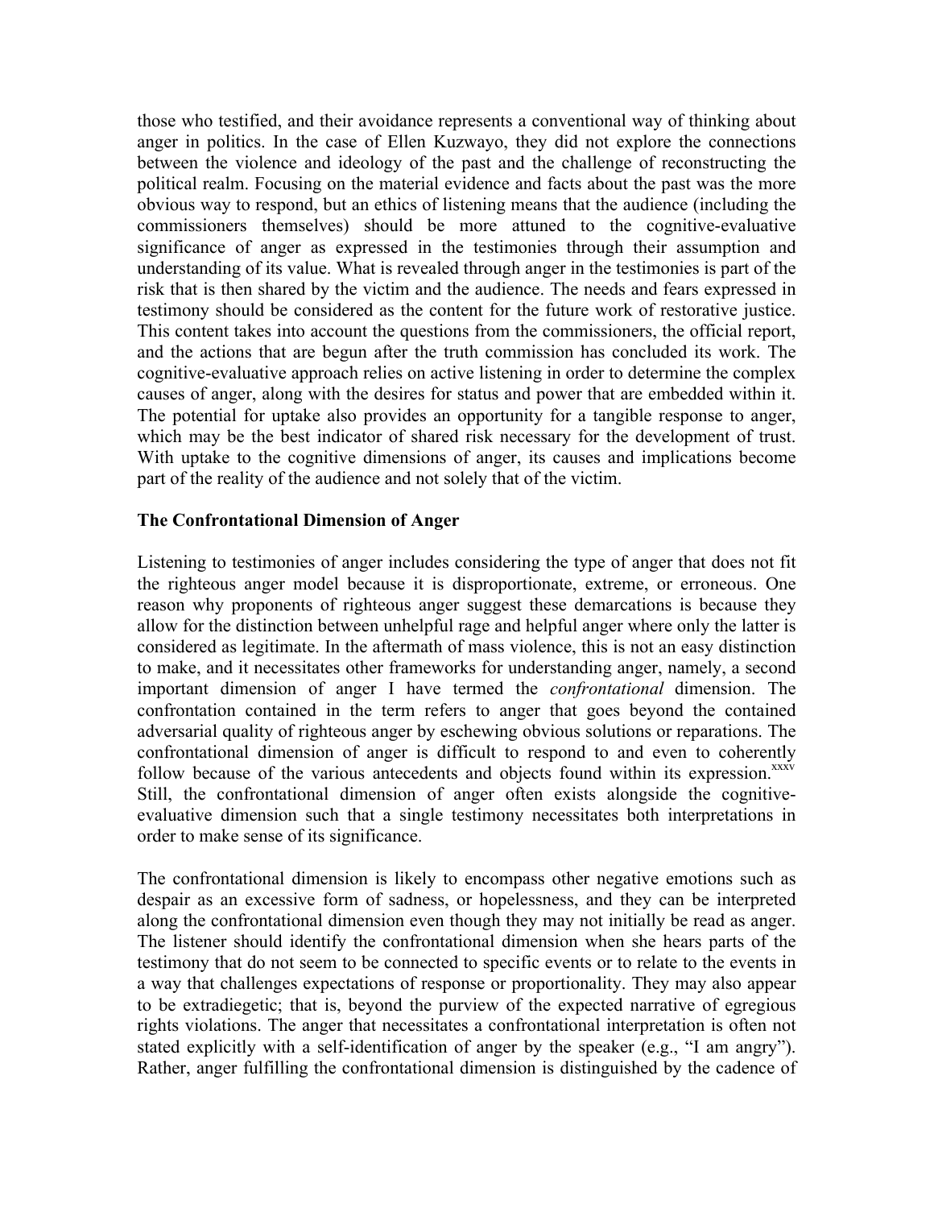those who testified, and their avoidance represents a conventional way of thinking about anger in politics. In the case of Ellen Kuzwayo, they did not explore the connections between the violence and ideology of the past and the challenge of reconstructing the political realm. Focusing on the material evidence and facts about the past was the more obvious way to respond, but an ethics of listening means that the audience (including the commissioners themselves) should be more attuned to the cognitive-evaluative significance of anger as expressed in the testimonies through their assumption and understanding of its value. What is revealed through anger in the testimonies is part of the risk that is then shared by the victim and the audience. The needs and fears expressed in testimony should be considered as the content for the future work of restorative justice. This content takes into account the questions from the commissioners, the official report, and the actions that are begun after the truth commission has concluded its work. The cognitive-evaluative approach relies on active listening in order to determine the complex causes of anger, along with the desires for status and power that are embedded within it. The potential for uptake also provides an opportunity for a tangible response to anger, which may be the best indicator of shared risk necessary for the development of trust. With uptake to the cognitive dimensions of anger, its causes and implications become part of the reality of the audience and not solely that of the victim.

### The Confrontational Dimension of Anger

Listening to testimonies of anger includes considering the type of anger that does not fit the righteous anger model because it is disproportionate, extreme, or erroneous. One reason why proponents of righteous anger suggest these demarcations is because they allow for the distinction between unhelpful rage and helpful anger where only the latter is considered as legitimate. In the aftermath of mass violence, this is not an easy distinction to make, and it necessitates other frameworks for understanding anger, namely, a second important dimension of anger I have termed the *confrontational* dimension. The confrontation contained in the term refers to anger that goes beyond the contained adversarial quality of righteous anger by eschewing obvious solutions or reparations. The confrontational dimension of anger is difficult to respond to and even to coherently follow because of the various antecedents and objects found within its expression.[xxxv] Still, the confrontational dimension of anger often exists alongside the cognitive-evaluative dimension such that a single testimony necessitates both interpretations in order to make sense of its significance.

The confrontational dimension is likely to encompass other negative emotions such as despair as an excessive form of sadness, or hopelessness, and they can be interpreted along the confrontational dimension even though they may not initially be read as anger. The listener should identify the confrontational dimension when she hears parts of the testimony that do not seem to be connected to specific events or to relate to the events in a way that challenges expectations of response or proportionality. They may also appear to be extradiegetic; that is, beyond the purview of the expected narrative of egregious rights violations. The anger that necessitates a confrontational interpretation is often not stated explicitly with a self-identification of anger by the speaker (e.g., "I am angry"). Rather, anger fulfilling the confrontational dimension is distinguished by the cadence of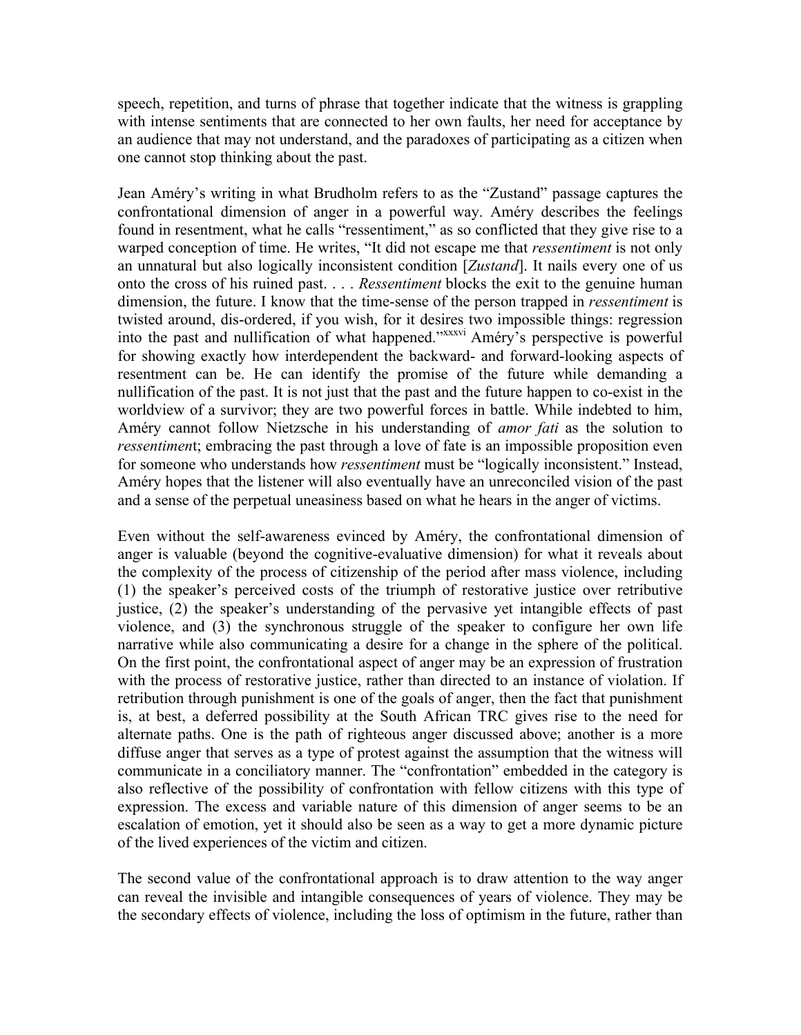speech, repetition, and turns of phrase that together indicate that the witness is grappling with intense sentiments that are connected to her own faults, her need for acceptance by an audience that may not understand, and the paradoxes of participating as a citizen when one cannot stop thinking about the past.

Jean Améry's writing in what Brudholm refers to as the "Zustand" passage captures the confrontational dimension of anger in a powerful way. Améry describes the feelings found in resentment, what he calls "ressentiment," as so conflicted that they give rise to a warped conception of time. He writes, "It did not escape me that *ressentiment* is not only an unnatural but also logically inconsistent condition [*Zustand*]. It nails every one of us onto the cross of his ruined past. . . . *Ressentiment* blocks the exit to the genuine human dimension, the future. I know that the time-sense of the person trapped in *ressentiment* is twisted around, dis-ordered, if you wish, for it desires two impossible things: regression into the past and nullification of what happened."[xxxvi] Améry's perspective is powerful for showing exactly how interdependent the backward- and forward-looking aspects of resentment can be. He can identify the promise of the future while demanding a nullification of the past. It is not just that the past and the future happen to co-exist in the worldview of a survivor; they are two powerful forces in battle. While indebted to him, Améry cannot follow Nietzsche in his understanding of *amor fati* as the solution to *ressentiment*; embracing the past through a love of fate is an impossible proposition even for someone who understands how *ressentiment* must be "logically inconsistent." Instead, Améry hopes that the listener will also eventually have an unreconciled vision of the past and a sense of the perpetual uneasiness based on what he hears in the anger of victims.

Even without the self-awareness evinced by Améry, the confrontational dimension of anger is valuable (beyond the cognitive-evaluative dimension) for what it reveals about the complexity of the process of citizenship of the period after mass violence, including (1) the speaker's perceived costs of the triumph of restorative justice over retributive justice, (2) the speaker's understanding of the pervasive yet intangible effects of past violence, and (3) the synchronous struggle of the speaker to configure her own life narrative while also communicating a desire for a change in the sphere of the political. On the first point, the confrontational aspect of anger may be an expression of frustration with the process of restorative justice, rather than directed to an instance of violation. If retribution through punishment is one of the goals of anger, then the fact that punishment is, at best, a deferred possibility at the South African TRC gives rise to the need for alternate paths. One is the path of righteous anger discussed above; another is a more diffuse anger that serves as a type of protest against the assumption that the witness will communicate in a conciliatory manner. The "confrontation" embedded in the category is also reflective of the possibility of confrontation with fellow citizens with this type of expression. The excess and variable nature of this dimension of anger seems to be an escalation of emotion, yet it should also be seen as a way to get a more dynamic picture of the lived experiences of the victim and citizen.

The second value of the confrontational approach is to draw attention to the way anger can reveal the invisible and intangible consequences of years of violence. They may be the secondary effects of violence, including the loss of optimism in the future, rather than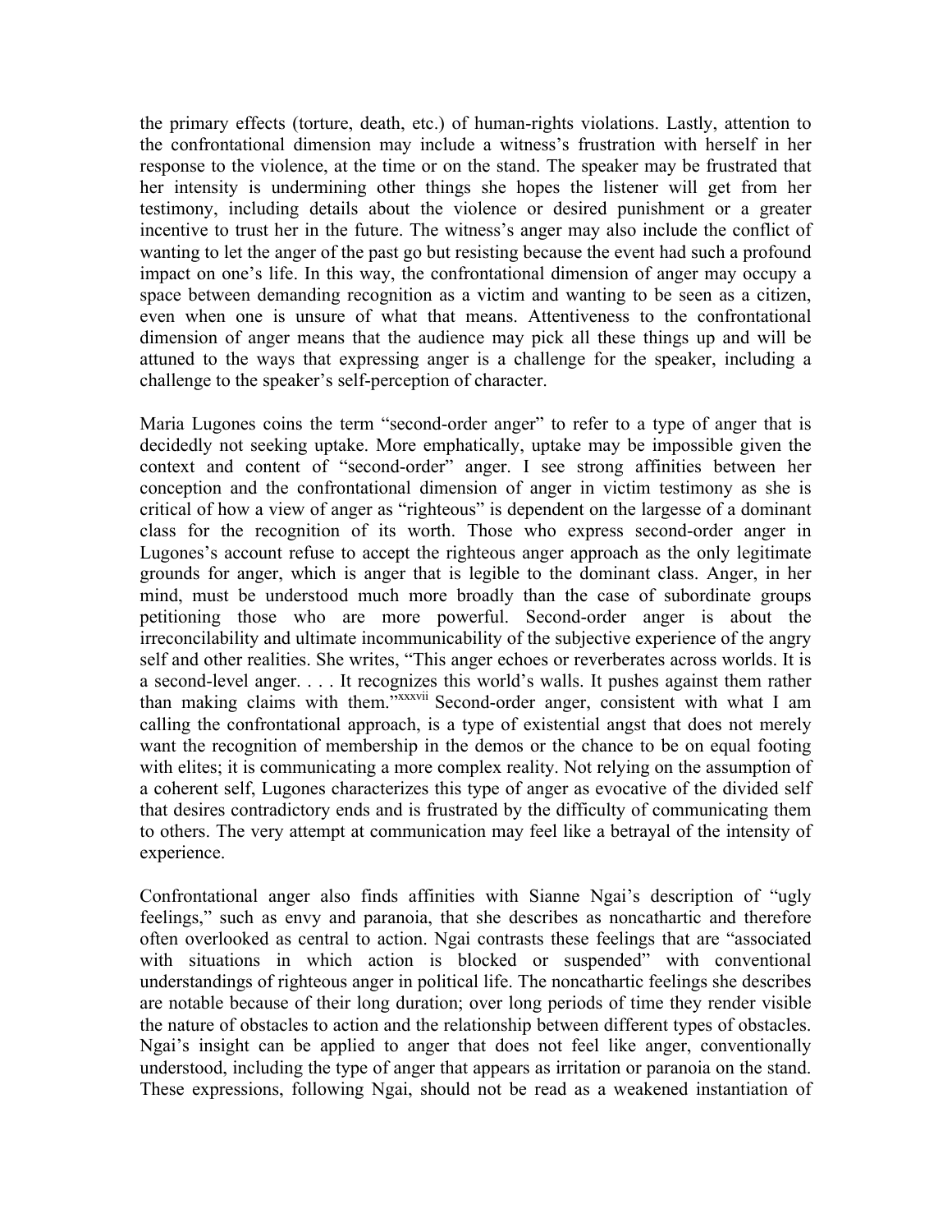the primary effects (torture, death, etc.) of human-rights violations. Lastly, attention to the confrontational dimension may include a witness's frustration with herself in her response to the violence, at the time or on the stand. The speaker may be frustrated that her intensity is undermining other things she hopes the listener will get from her testimony, including details about the violence or desired punishment or a greater incentive to trust her in the future. The witness's anger may also include the conflict of wanting to let the anger of the past go but resisting because the event had such a profound impact on one's life. In this way, the confrontational dimension of anger may occupy a space between demanding recognition as a victim and wanting to be seen as a citizen, even when one is unsure of what that means. Attentiveness to the confrontational dimension of anger means that the audience may pick all these things up and will be attuned to the ways that expressing anger is a challenge for the speaker, including a challenge to the speaker's self-perception of character.

Maria Lugones coins the term "second-order anger" to refer to a type of anger that is decidedly not seeking uptake. More emphatically, uptake may be impossible given the context and content of "second-order" anger. I see strong affinities between her conception and the confrontational dimension of anger in victim testimony as she is critical of how a view of anger as "righteous" is dependent on the largesse of a dominant class for the recognition of its worth. Those who express second-order anger in Lugones's account refuse to accept the righteous anger approach as the only legitimate grounds for anger, which is anger that is legible to the dominant class. Anger, in her mind, must be understood much more broadly than the case of subordinate groups petitioning those who are more powerful. Second-order anger is about the irreconcilability and ultimate incommunicability of the subjective experience of the angry self and other realities. She writes, "This anger echoes or reverberates across worlds. It is a second-level anger. . . . It recognizes this world's walls. It pushes against them rather than making claims with them."[xxxvii] Second-order anger, consistent with what I am calling the confrontational approach, is a type of existential angst that does not merely want the recognition of membership in the demos or the chance to be on equal footing with elites; it is communicating a more complex reality. Not relying on the assumption of a coherent self, Lugones characterizes this type of anger as evocative of the divided self that desires contradictory ends and is frustrated by the difficulty of communicating them to others. The very attempt at communication may feel like a betrayal of the intensity of experience.

Confrontational anger also finds affinities with Sianne Ngai's description of "ugly feelings," such as envy and paranoia, that she describes as noncathartic and therefore often overlooked as central to action. Ngai contrasts these feelings that are "associated with situations in which action is blocked or suspended" with conventional understandings of righteous anger in political life. The noncathartic feelings she describes are notable because of their long duration; over long periods of time they render visible the nature of obstacles to action and the relationship between different types of obstacles. Ngai's insight can be applied to anger that does not feel like anger, conventionally understood, including the type of anger that appears as irritation or paranoia on the stand. These expressions, following Ngai, should not be read as a weakened instantiation of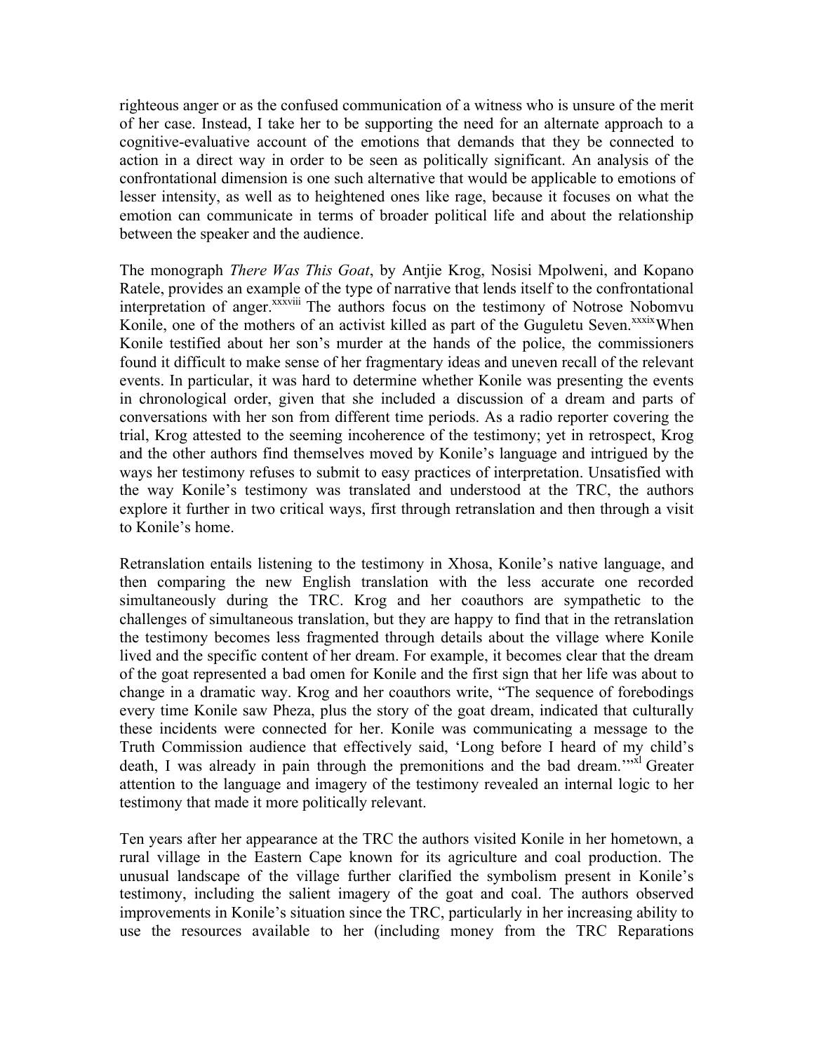righteous anger or as the confused communication of a witness who is unsure of the merit of her case. Instead, I take her to be supporting the need for an alternate approach to a cognitive-evaluative account of the emotions that demands that they be connected to action in a direct way in order to be seen as politically significant. An analysis of the confrontational dimension is one such alternative that would be applicable to emotions of lesser intensity, as well as to heightened ones like rage, because it focuses on what the emotion can communicate in terms of broader political life and about the relationship between the speaker and the audience.

The monograph *There Was This Goat*, by Antjie Krog, Nosisi Mpolweni, and Kopano Ratele, provides an example of the type of narrative that lends itself to the confrontational interpretation of anger.[xxxviii] The authors focus on the testimony of Notrose Nobomvu Konile, one of the mothers of an activist killed as part of the Guguletu Seven.[xxxix] When Konile testified about her son's murder at the hands of the police, the commissioners found it difficult to make sense of her fragmentary ideas and uneven recall of the relevant events. In particular, it was hard to determine whether Konile was presenting the events in chronological order, given that she included a discussion of a dream and parts of conversations with her son from different time periods. As a radio reporter covering the trial, Krog attested to the seeming incoherence of the testimony; yet in retrospect, Krog and the other authors find themselves moved by Konile's language and intrigued by the ways her testimony refuses to submit to easy practices of interpretation. Unsatisfied with the way Konile's testimony was translated and understood at the TRC, the authors explore it further in two critical ways, first through retranslation and then through a visit to Konile's home.

Retranslation entails listening to the testimony in Xhosa, Konile's native language, and then comparing the new English translation with the less accurate one recorded simultaneously during the TRC. Krog and her coauthors are sympathetic to the challenges of simultaneous translation, but they are happy to find that in the retranslation the testimony becomes less fragmented through details about the village where Konile lived and the specific content of her dream. For example, it becomes clear that the dream of the goat represented a bad omen for Konile and the first sign that her life was about to change in a dramatic way. Krog and her coauthors write, "The sequence of forebodings every time Konile saw Pheza, plus the story of the goat dream, indicated that culturally these incidents were connected for her. Konile was communicating a message to the Truth Commission audience that effectively said, 'Long before I heard of my child's death, I was already in pain through the premonitions and the bad dream.'"[xl] Greater attention to the language and imagery of the testimony revealed an internal logic to her testimony that made it more politically relevant.

Ten years after her appearance at the TRC the authors visited Konile in her hometown, a rural village in the Eastern Cape known for its agriculture and coal production. The unusual landscape of the village further clarified the symbolism present in Konile's testimony, including the salient imagery of the goat and coal. The authors observed improvements in Konile's situation since the TRC, particularly in her increasing ability to use the resources available to her (including money from the TRC Reparations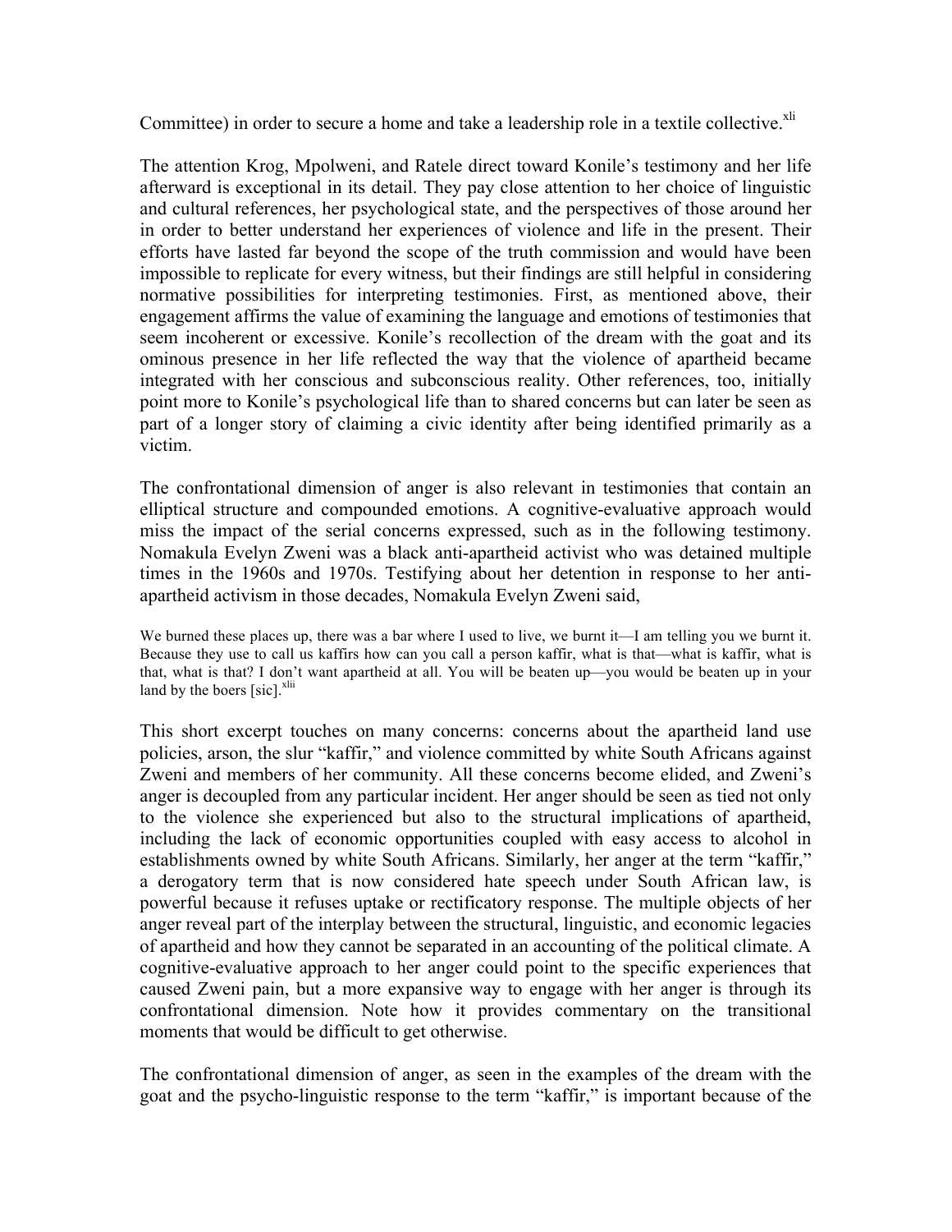Committee) in order to secure a home and take a leadership role in a textile collective.[xli]

The attention Krog, Mpolweni, and Ratele direct toward Konile's testimony and her life afterward is exceptional in its detail. They pay close attention to her choice of linguistic and cultural references, her psychological state, and the perspectives of those around her in order to better understand her experiences of violence and life in the present. Their efforts have lasted far beyond the scope of the truth commission and would have been impossible to replicate for every witness, but their findings are still helpful in considering normative possibilities for interpreting testimonies. First, as mentioned above, their engagement affirms the value of examining the language and emotions of testimonies that seem incoherent or excessive. Konile's recollection of the dream with the goat and its ominous presence in her life reflected the way that the violence of apartheid became integrated with her conscious and subconscious reality. Other references, too, initially point more to Konile's psychological life than to shared concerns but can later be seen as part of a longer story of claiming a civic identity after being identified primarily as a victim.

The confrontational dimension of anger is also relevant in testimonies that contain an elliptical structure and compounded emotions. A cognitive-evaluative approach would miss the impact of the serial concerns expressed, such as in the following testimony. Nomakula Evelyn Zweni was a black anti-apartheid activist who was detained multiple times in the 1960s and 1970s. Testifying about her detention in response to her anti-apartheid activism in those decades, Nomakula Evelyn Zweni said,

> We burned these places up, there was a bar where I used to live, we burnt it—I am telling you we burnt it. Because they use to call us kaffirs how can you call a person kaffir, what is that—what is kaffir, what is that, what is that? I don't want apartheid at all. You will be beaten up—you would be beaten up in your land by the boers [sic].[xlii]

This short excerpt touches on many concerns: concerns about the apartheid land use policies, arson, the slur "kaffir," and violence committed by white South Africans against Zweni and members of her community. All these concerns become elided, and Zweni's anger is decoupled from any particular incident. Her anger should be seen as tied not only to the violence she experienced but also to the structural implications of apartheid, including the lack of economic opportunities coupled with easy access to alcohol in establishments owned by white South Africans. Similarly, her anger at the term "kaffir," a derogatory term that is now considered hate speech under South African law, is powerful because it refuses uptake or rectificatory response. The multiple objects of her anger reveal part of the interplay between the structural, linguistic, and economic legacies of apartheid and how they cannot be separated in an accounting of the political climate. A cognitive-evaluative approach to her anger could point to the specific experiences that caused Zweni pain, but a more expansive way to engage with her anger is through its confrontational dimension. Note how it provides commentary on the transitional moments that would be difficult to get otherwise.

The confrontational dimension of anger, as seen in the examples of the dream with the goat and the psycho-linguistic response to the term "kaffir," is important because of the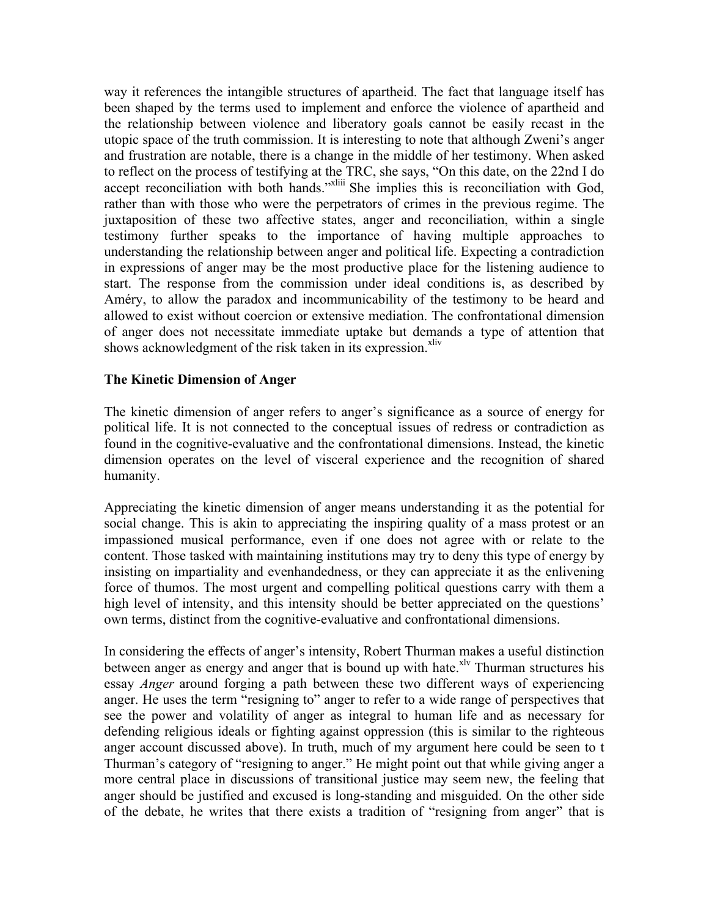way it references the intangible structures of apartheid. The fact that language itself has been shaped by the terms used to implement and enforce the violence of apartheid and the relationship between violence and liberatory goals cannot be easily recast in the utopic space of the truth commission. It is interesting to note that although Zweni's anger and frustration are notable, there is a change in the middle of her testimony. When asked to reflect on the process of testifying at the TRC, she says, "On this date, on the 22nd I do accept reconciliation with both hands."[xliii] She implies this is reconciliation with God, rather than with those who were the perpetrators of crimes in the previous regime. The juxtaposition of these two affective states, anger and reconciliation, within a single testimony further speaks to the importance of having multiple approaches to understanding the relationship between anger and political life. Expecting a contradiction in expressions of anger may be the most productive place for the listening audience to start. The response from the commission under ideal conditions is, as described by Améry, to allow the paradox and incommunicability of the testimony to be heard and allowed to exist without coercion or extensive mediation. The confrontational dimension of anger does not necessitate immediate uptake but demands a type of attention that shows acknowledgment of the risk taken in its expression.[xliv]

### The Kinetic Dimension of Anger

The kinetic dimension of anger refers to anger's significance as a source of energy for political life. It is not connected to the conceptual issues of redress or contradiction as found in the cognitive-evaluative and the confrontational dimensions. Instead, the kinetic dimension operates on the level of visceral experience and the recognition of shared humanity.

Appreciating the kinetic dimension of anger means understanding it as the potential for social change. This is akin to appreciating the inspiring quality of a mass protest or an impassioned musical performance, even if one does not agree with or relate to the content. Those tasked with maintaining institutions may try to deny this type of energy by insisting on impartiality and evenhandedness, or they can appreciate it as the enlivening force of thumos. The most urgent and compelling political questions carry with them a high level of intensity, and this intensity should be better appreciated on the questions' own terms, distinct from the cognitive-evaluative and confrontational dimensions.

In considering the effects of anger's intensity, Robert Thurman makes a useful distinction between anger as energy and anger that is bound up with hate.[xlv] Thurman structures his essay *Anger* around forging a path between these two different ways of experiencing anger. He uses the term "resigning to" anger to refer to a wide range of perspectives that see the power and volatility of anger as integral to human life and as necessary for defending religious ideals or fighting against oppression (this is similar to the righteous anger account discussed above). In truth, much of my argument here could be seen to t Thurman's category of "resigning to anger." He might point out that while giving anger a more central place in discussions of transitional justice may seem new, the feeling that anger should be justified and excused is long-standing and misguided. On the other side of the debate, he writes that there exists a tradition of "resigning from anger" that is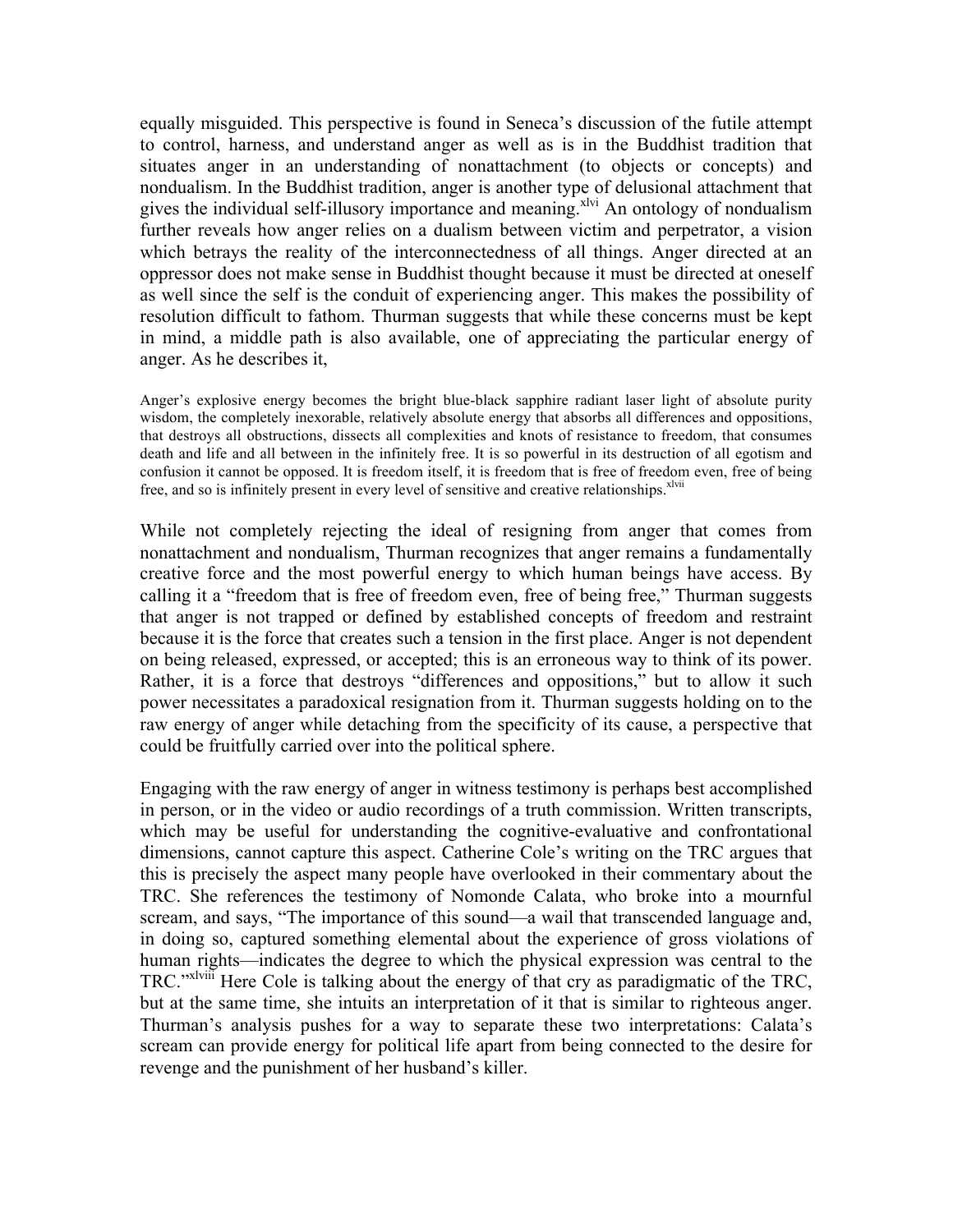equally misguided. This perspective is found in Seneca's discussion of the futile attempt to control, harness, and understand anger as well as is in the Buddhist tradition that situates anger in an understanding of nonattachment (to objects or concepts) and nondualism. In the Buddhist tradition, anger is another type of delusional attachment that gives the individual self-illusory importance and meaning.[xlvi] An ontology of nondualism further reveals how anger relies on a dualism between victim and perpetrator, a vision which betrays the reality of the interconnectedness of all things. Anger directed at an oppressor does not make sense in Buddhist thought because it must be directed at oneself as well since the self is the conduit of experiencing anger. This makes the possibility of resolution difficult to fathom. Thurman suggests that while these concerns must be kept in mind, a middle path is also available, one of appreciating the particular energy of anger. As he describes it,

> Anger's explosive energy becomes the bright blue-black sapphire radiant laser light of absolute purity wisdom, the completely inexorable, relatively absolute energy that absorbs all differences and oppositions, that destroys all obstructions, dissects all complexities and knots of resistance to freedom, that consumes death and life and all between in the infinitely free. It is so powerful in its destruction of all egotism and confusion it cannot be opposed. It is freedom itself, it is freedom that is free of freedom even, free of being free, and so is infinitely present in every level of sensitive and creative relationships.[xlvii]

While not completely rejecting the ideal of resigning from anger that comes from nonattachment and nondualism, Thurman recognizes that anger remains a fundamentally creative force and the most powerful energy to which human beings have access. By calling it a "freedom that is free of freedom even, free of being free," Thurman suggests that anger is not trapped or defined by established concepts of freedom and restraint because it is the force that creates such a tension in the first place. Anger is not dependent on being released, expressed, or accepted; this is an erroneous way to think of its power. Rather, it is a force that destroys "differences and oppositions," but to allow it such power necessitates a paradoxical resignation from it. Thurman suggests holding on to the raw energy of anger while detaching from the specificity of its cause, a perspective that could be fruitfully carried over into the political sphere.

Engaging with the raw energy of anger in witness testimony is perhaps best accomplished in person, or in the video or audio recordings of a truth commission. Written transcripts, which may be useful for understanding the cognitive-evaluative and confrontational dimensions, cannot capture this aspect. Catherine Cole's writing on the TRC argues that this is precisely the aspect many people have overlooked in their commentary about the TRC. She references the testimony of Nomonde Calata, who broke into a mournful scream, and says, "The importance of this sound—a wail that transcended language and, in doing so, captured something elemental about the experience of gross violations of human rights—indicates the degree to which the physical expression was central to the TRC."[xlviii] Here Cole is talking about the energy of that cry as paradigmatic of the TRC, but at the same time, she intuits an interpretation of it that is similar to righteous anger. Thurman's analysis pushes for a way to separate these two interpretations: Calata's scream can provide energy for political life apart from being connected to the desire for revenge and the punishment of her husband's killer.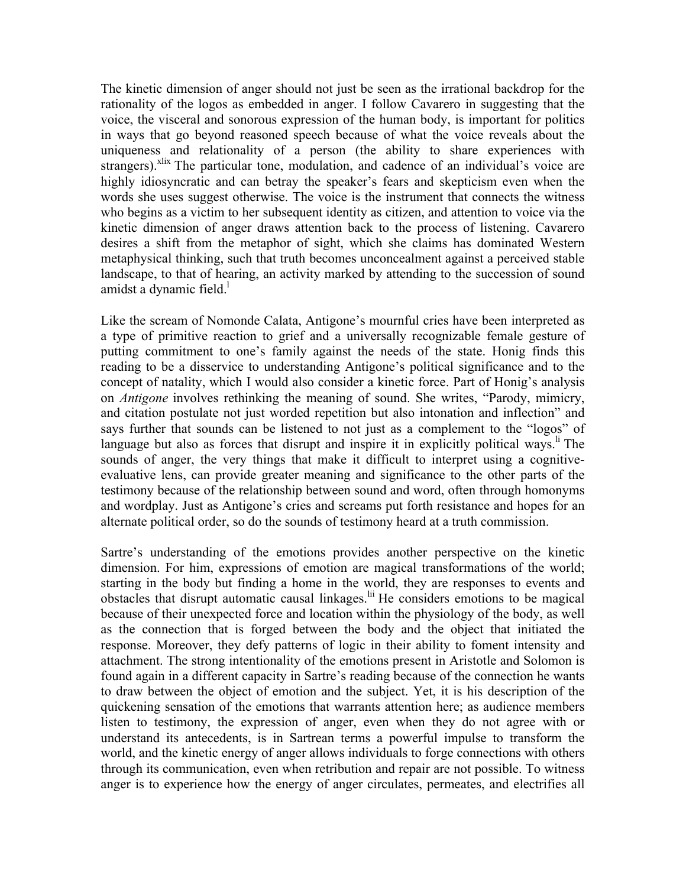The kinetic dimension of anger should not just be seen as the irrational backdrop for the rationality of the logos as embedded in anger. I follow Cavarero in suggesting that the voice, the visceral and sonorous expression of the human body, is important for politics in ways that go beyond reasoned speech because of what the voice reveals about the uniqueness and relationality of a person (the ability to share experiences with strangers).[xlix] The particular tone, modulation, and cadence of an individual's voice are highly idiosyncratic and can betray the speaker's fears and skepticism even when the words she uses suggest otherwise. The voice is the instrument that connects the witness who begins as a victim to her subsequent identity as citizen, and attention to voice via the kinetic dimension of anger draws attention back to the process of listening. Cavarero desires a shift from the metaphor of sight, which she claims has dominated Western metaphysical thinking, such that truth becomes unconcealment against a perceived stable landscape, to that of hearing, an activity marked by attending to the succession of sound amidst a dynamic field.[l]

Like the scream of Nomonde Calata, Antigone's mournful cries have been interpreted as a type of primitive reaction to grief and a universally recognizable female gesture of putting commitment to one's family against the needs of the state. Honig finds this reading to be a disservice to understanding Antigone's political significance and to the concept of natality, which I would also consider a kinetic force. Part of Honig's analysis on *Antigone* involves rethinking the meaning of sound. She writes, "Parody, mimicry, and citation postulate not just worded repetition but also intonation and inflection" and says further that sounds can be listened to not just as a complement to the "logos" of language but also as forces that disrupt and inspire it in explicitly political ways.[li] The sounds of anger, the very things that make it difficult to interpret using a cognitive-evaluative lens, can provide greater meaning and significance to the other parts of the testimony because of the relationship between sound and word, often through homonyms and wordplay. Just as Antigone's cries and screams put forth resistance and hopes for an alternate political order, so do the sounds of testimony heard at a truth commission.

Sartre's understanding of the emotions provides another perspective on the kinetic dimension. For him, expressions of emotion are magical transformations of the world; starting in the body but finding a home in the world, they are responses to events and obstacles that disrupt automatic causal linkages.[lii] He considers emotions to be magical because of their unexpected force and location within the physiology of the body, as well as the connection that is forged between the body and the object that initiated the response. Moreover, they defy patterns of logic in their ability to foment intensity and attachment. The strong intentionality of the emotions present in Aristotle and Solomon is found again in a different capacity in Sartre's reading because of the connection he wants to draw between the object of emotion and the subject. Yet, it is his description of the quickening sensation of the emotions that warrants attention here; as audience members listen to testimony, the expression of anger, even when they do not agree with or understand its antecedents, is in Sartrean terms a powerful impulse to transform the world, and the kinetic energy of anger allows individuals to forge connections with others through its communication, even when retribution and repair are not possible. To witness anger is to experience how the energy of anger circulates, permeates, and electrifies all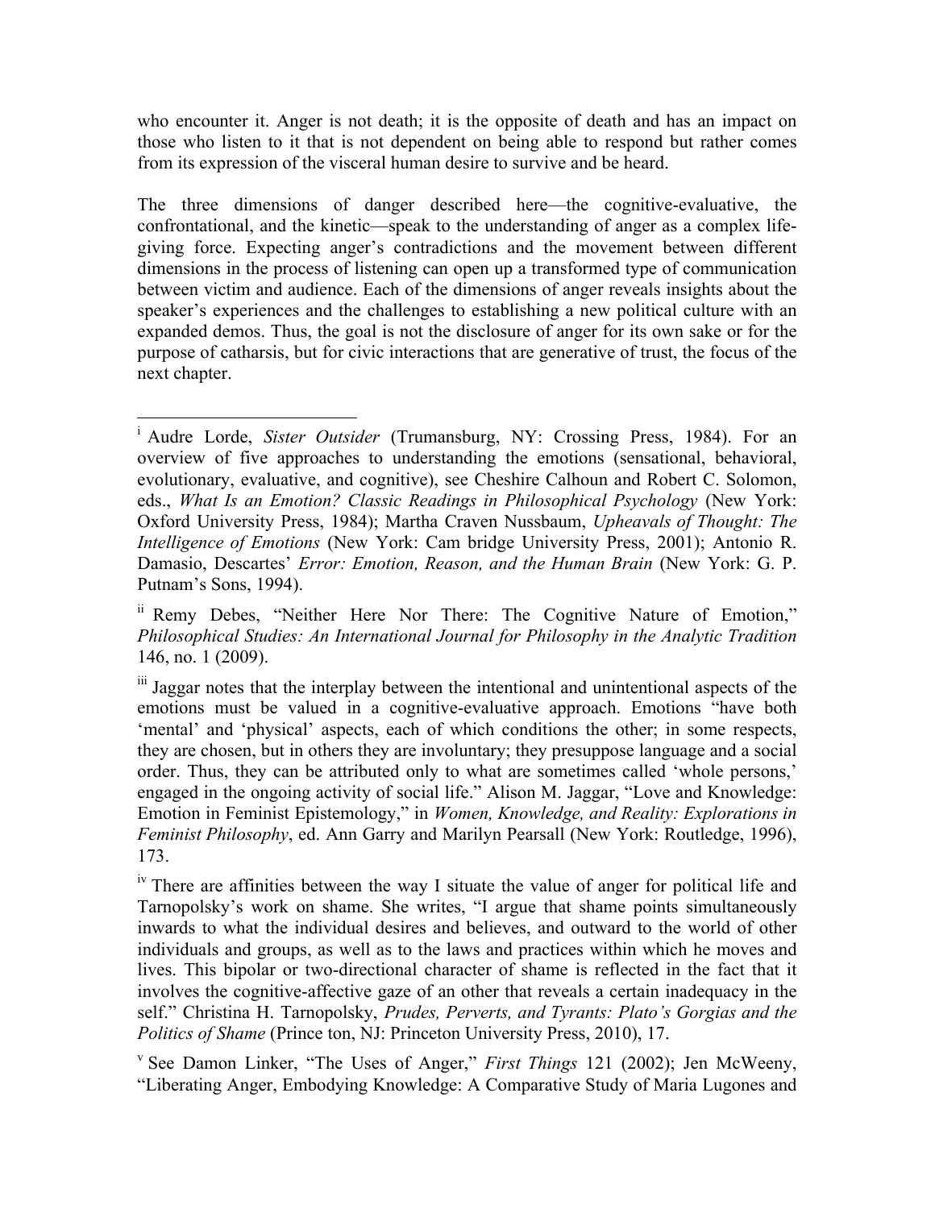who encounter it. Anger is not death; it is the opposite of death and has an impact on those who listen to it that is not dependent on being able to respond but rather comes from its expression of the visceral human desire to survive and be heard.

The three dimensions of danger described here—the cognitive-evaluative, the confrontational, and the kinetic—speak to the understanding of anger as a complex life-giving force. Expecting anger's contradictions and the movement between different dimensions in the process of listening can open up a transformed type of communication between victim and audience. Each of the dimensions of anger reveals insights about the speaker's experiences and the challenges to establishing a new political culture with an expanded demos. Thus, the goal is not the disclosure of anger for its own sake or for the purpose of catharsis, but for civic interactions that are generative of trust, the focus of the next chapter.

---

[i] Audre Lorde, *Sister Outsider* (Trumansburg, NY: Crossing Press, 1984). For an overview of five approaches to understanding the emotions (sensational, behavioral, evolutionary, evaluative, and cognitive), see Cheshire Calhoun and Robert C. Solomon, eds., *What Is an Emotion? Classic Readings in Philosophical Psychology* (New York: Oxford University Press, 1984); Martha Craven Nussbaum, *Upheavals of Thought: The Intelligence of Emotions* (New York: Cam bridge University Press, 2001); Antonio R. Damasio, Descartes' *Error: Emotion, Reason, and the Human Brain* (New York: G. P. Putnam's Sons, 1994).

[ii] Remy Debes, "Neither Here Nor There: The Cognitive Nature of Emotion," *Philosophical Studies: An International Journal for Philosophy in the Analytic Tradition* 146, no. 1 (2009).

[iii] Jaggar notes that the interplay between the intentional and unintentional aspects of the emotions must be valued in a cognitive-evaluative approach. Emotions "have both 'mental' and 'physical' aspects, each of which conditions the other; in some respects, they are chosen, but in others they are involuntary; they presuppose language and a social order. Thus, they can be attributed only to what are sometimes called 'whole persons,' engaged in the ongoing activity of social life." Alison M. Jaggar, "Love and Knowledge: Emotion in Feminist Epistemology," in *Women, Knowledge, and Reality: Explorations in Feminist Philosophy*, ed. Ann Garry and Marilyn Pearsall (New York: Routledge, 1996), 173.

[iv] There are affinities between the way I situate the value of anger for political life and Tarnopolsky's work on shame. She writes, "I argue that shame points simultaneously inwards to what the individual desires and believes, and outward to the world of other individuals and groups, as well as to the laws and practices within which he moves and lives. This bipolar or two-directional character of shame is reflected in the fact that it involves the cognitive-affective gaze of an other that reveals a certain inadequacy in the self." Christina H. Tarnopolsky, *Prudes, Perverts, and Tyrants: Plato's Gorgias and the Politics of Shame* (Prince ton, NJ: Princeton University Press, 2010), 17.

[v] See Damon Linker, "The Uses of Anger," *First Things* 121 (2002); Jen McWeeny, "Liberating Anger, Embodying Knowledge: A Comparative Study of Maria Lugones and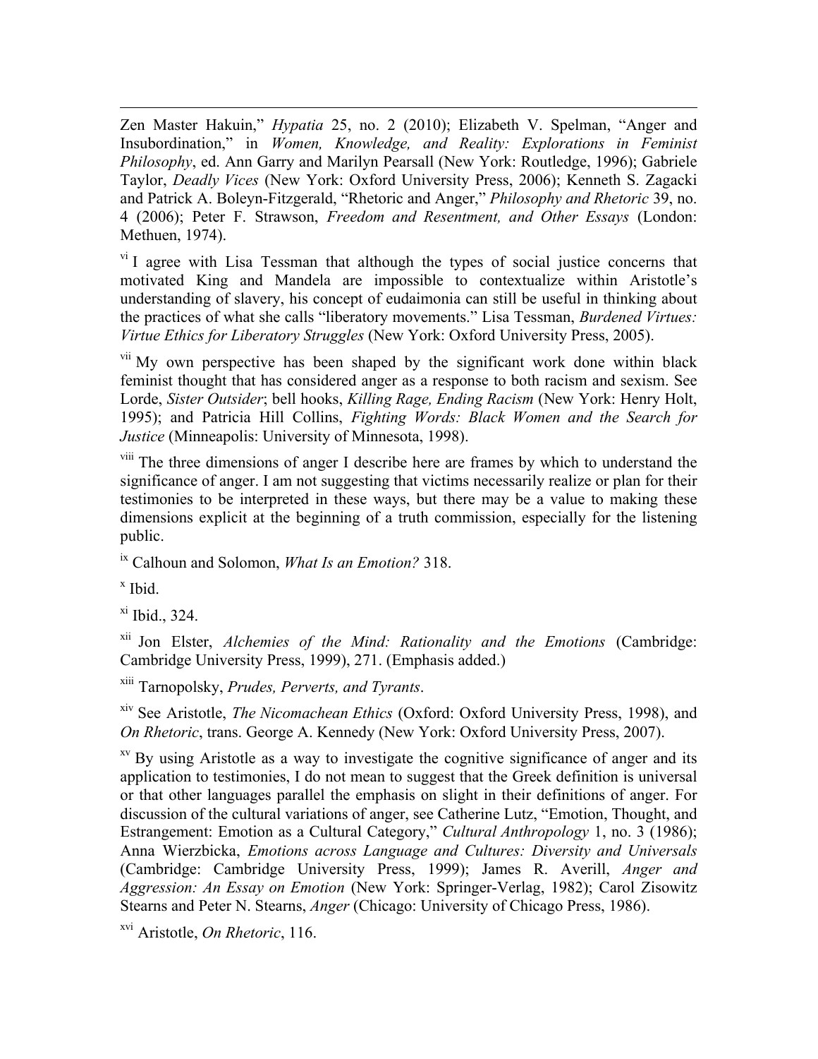Zen Master Hakuin," *Hypatia* 25, no. 2 (2010); Elizabeth V. Spelman, "Anger and Insubordination," in *Women, Knowledge, and Reality: Explorations in Feminist Philosophy*, ed. Ann Garry and Marilyn Pearsall (New York: Routledge, 1996); Gabriele Taylor, *Deadly Vices* (New York: Oxford University Press, 2006); Kenneth S. Zagacki and Patrick A. Boleyn-Fitzgerald, "Rhetoric and Anger," *Philosophy and Rhetoric* 39, no. 4 (2006); Peter F. Strawson, *Freedom and Resentment, and Other Essays* (London: Methuen, 1974).

[vi] I agree with Lisa Tessman that although the types of social justice concerns that motivated King and Mandela are impossible to contextualize within Aristotle's understanding of slavery, his concept of eudaimonia can still be useful in thinking about the practices of what she calls "liberatory movements." Lisa Tessman, *Burdened Virtues: Virtue Ethics for Liberatory Struggles* (New York: Oxford University Press, 2005).

[vii] My own perspective has been shaped by the significant work done within black feminist thought that has considered anger as a response to both racism and sexism. See Lorde, *Sister Outsider*; bell hooks, *Killing Rage, Ending Racism* (New York: Henry Holt, 1995); and Patricia Hill Collins, *Fighting Words: Black Women and the Search for Justice* (Minneapolis: University of Minnesota, 1998).

[viii] The three dimensions of anger I describe here are frames by which to understand the significance of anger. I am not suggesting that victims necessarily realize or plan for their testimonies to be interpreted in these ways, but there may be a value to making these dimensions explicit at the beginning of a truth commission, especially for the listening public.

[ix] Calhoun and Solomon, *What Is an Emotion?* 318.

[x] Ibid.

[xi] Ibid., 324.

[xii] Jon Elster, *Alchemies of the Mind: Rationality and the Emotions* (Cambridge: Cambridge University Press, 1999), 271. (Emphasis added.)

[xiii] Tarnopolsky, *Prudes, Perverts, and Tyrants*.

[xiv] See Aristotle, *The Nicomachean Ethics* (Oxford: Oxford University Press, 1998), and *On Rhetoric*, trans. George A. Kennedy (New York: Oxford University Press, 2007).

[xv] By using Aristotle as a way to investigate the cognitive significance of anger and its application to testimonies, I do not mean to suggest that the Greek definition is universal or that other languages parallel the emphasis on slight in their definitions of anger. For discussion of the cultural variations of anger, see Catherine Lutz, "Emotion, Thought, and Estrangement: Emotion as a Cultural Category," *Cultural Anthropology* 1, no. 3 (1986); Anna Wierzbicka, *Emotions across Language and Cultures: Diversity and Universals* (Cambridge: Cambridge University Press, 1999); James R. Averill, *Anger and Aggression: An Essay on Emotion* (New York: Springer-Verlag, 1982); Carol Zisowitz Stearns and Peter N. Stearns, *Anger* (Chicago: University of Chicago Press, 1986).

[xvi] Aristotle, *On Rhetoric*, 116.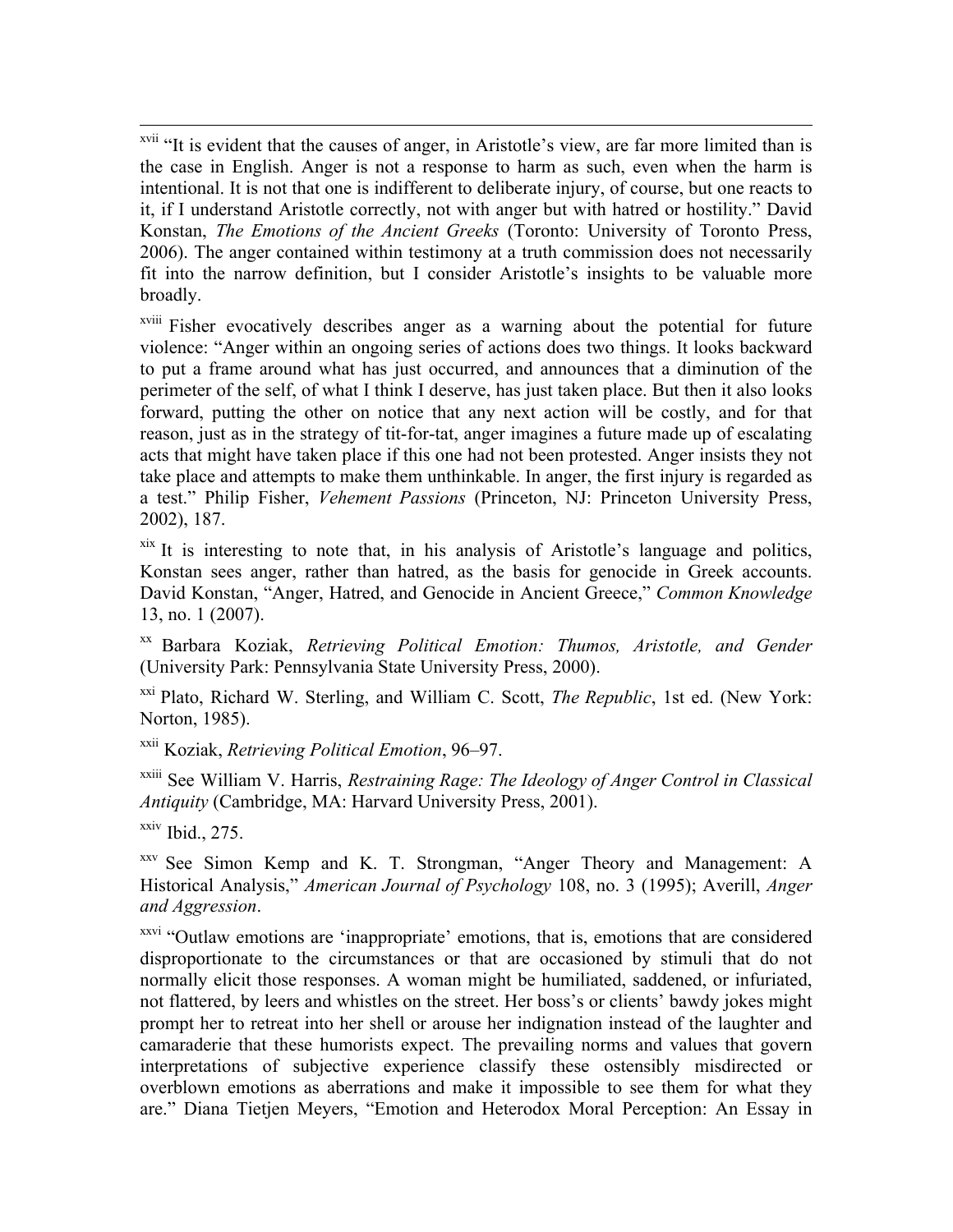[xvii] "It is evident that the causes of anger, in Aristotle's view, are far more limited than is the case in English. Anger is not a response to harm as such, even when the harm is intentional. It is not that one is indifferent to deliberate injury, of course, but one reacts to it, if I understand Aristotle correctly, not with anger but with hatred or hostility." David Konstan, *The Emotions of the Ancient Greeks* (Toronto: University of Toronto Press, 2006). The anger contained within testimony at a truth commission does not necessarily fit into the narrow definition, but I consider Aristotle's insights to be valuable more broadly.

[xviii] Fisher evocatively describes anger as a warning about the potential for future violence: "Anger within an ongoing series of actions does two things. It looks backward to put a frame around what has just occurred, and announces that a diminution of the perimeter of the self, of what I think I deserve, has just taken place. But then it also looks forward, putting the other on notice that any next action will be costly, and for that reason, just as in the strategy of tit-for-tat, anger imagines a future made up of escalating acts that might have taken place if this one had not been protested. Anger insists they not take place and attempts to make them unthinkable. In anger, the first injury is regarded as a test." Philip Fisher, *Vehement Passions* (Princeton, NJ: Princeton University Press, 2002), 187.

[xix] It is interesting to note that, in his analysis of Aristotle's language and politics, Konstan sees anger, rather than hatred, as the basis for genocide in Greek accounts. David Konstan, "Anger, Hatred, and Genocide in Ancient Greece," *Common Knowledge* 13, no. 1 (2007).

[xx] Barbara Koziak, *Retrieving Political Emotion: Thumos, Aristotle, and Gender* (University Park: Pennsylvania State University Press, 2000).

[xxi] Plato, Richard W. Sterling, and William C. Scott, *The Republic*, 1st ed. (New York: Norton, 1985).

[xxii] Koziak, *Retrieving Political Emotion*, 96–97.

[xxiii] See William V. Harris, *Restraining Rage: The Ideology of Anger Control in Classical Antiquity* (Cambridge, MA: Harvard University Press, 2001).

[xxiv] Ibid., 275.

[xxv] See Simon Kemp and K. T. Strongman, "Anger Theory and Management: A Historical Analysis," *American Journal of Psychology* 108, no. 3 (1995); Averill, *Anger and Aggression*.

[xxvi] "Outlaw emotions are 'inappropriate' emotions, that is, emotions that are considered disproportionate to the circumstances or that are occasioned by stimuli that do not normally elicit those responses. A woman might be humiliated, saddened, or infuriated, not flattered, by leers and whistles on the street. Her boss's or clients' bawdy jokes might prompt her to retreat into her shell or arouse her indignation instead of the laughter and camaraderie that these humorists expect. The prevailing norms and values that govern interpretations of subjective experience classify these ostensibly misdirected or overblown emotions as aberrations and make it impossible to see them for what they are." Diana Tietjen Meyers, "Emotion and Heterodox Moral Perception: An Essay in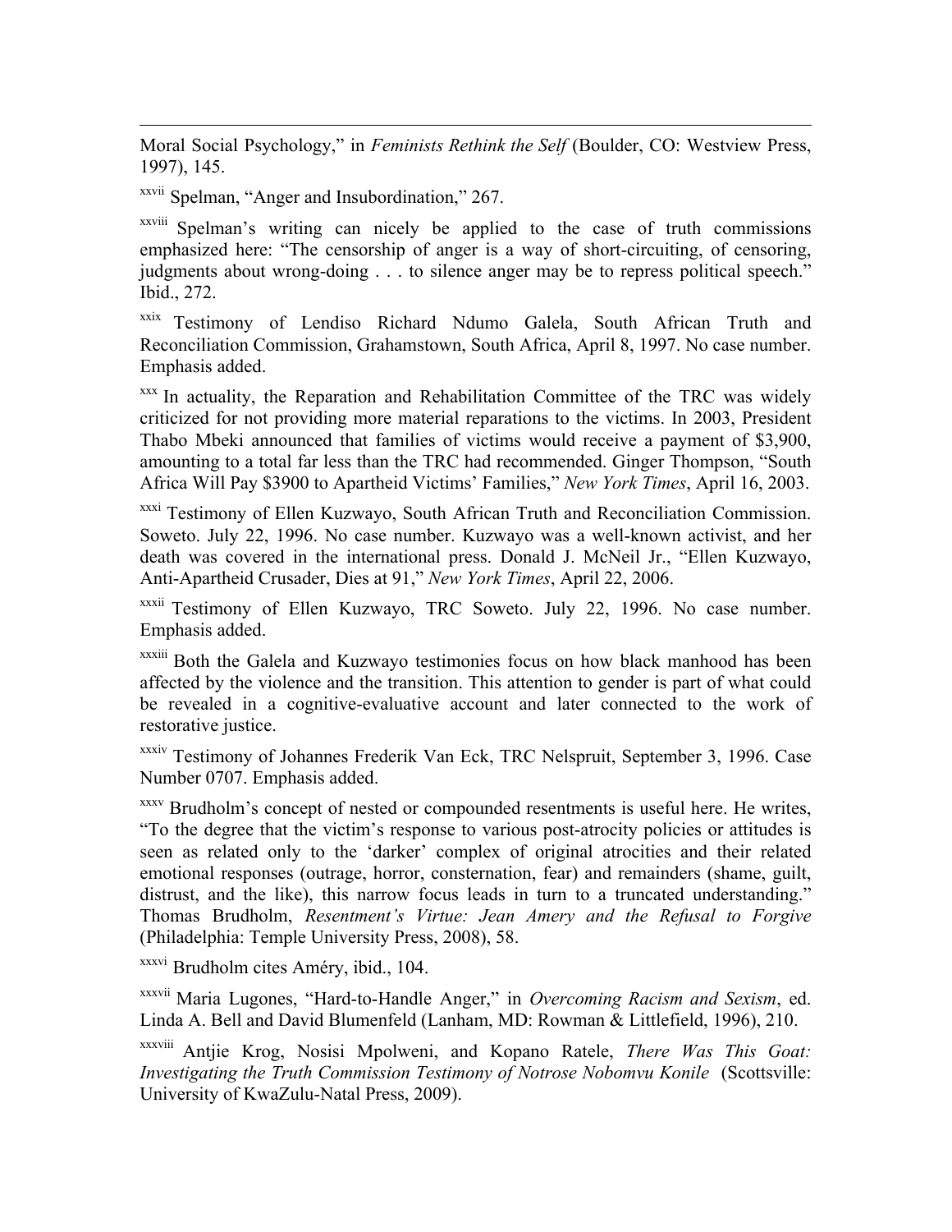Moral Social Psychology," in *Feminists Rethink the Self* (Boulder, CO: Westview Press, 1997), 145.

[xxvii] Spelman, "Anger and Insubordination," 267.

[xxviii] Spelman's writing can nicely be applied to the case of truth commissions emphasized here: "The censorship of anger is a way of short-circuiting, of censoring, judgments about wrong-doing . . . to silence anger may be to repress political speech." Ibid., 272.

[xxix] Testimony of Lendiso Richard Ndumo Galela, South African Truth and Reconciliation Commission, Grahamstown, South Africa, April 8, 1997. No case number. Emphasis added.

[xxx] In actuality, the Reparation and Rehabilitation Committee of the TRC was widely criticized for not providing more material reparations to the victims. In 2003, President Thabo Mbeki announced that families of victims would receive a payment of $3,900, amounting to a total far less than the TRC had recommended. Ginger Thompson, "South Africa Will Pay $3900 to Apartheid Victims' Families," *New York Times*, April 16, 2003.

[xxxi] Testimony of Ellen Kuzwayo, South African Truth and Reconciliation Commission. Soweto. July 22, 1996. No case number. Kuzwayo was a well-known activist, and her death was covered in the international press. Donald J. McNeil Jr., "Ellen Kuzwayo, Anti-Apartheid Crusader, Dies at 91," *New York Times*, April 22, 2006.

[xxxii] Testimony of Ellen Kuzwayo, TRC Soweto. July 22, 1996. No case number. Emphasis added.

[xxxiii] Both the Galela and Kuzwayo testimonies focus on how black manhood has been affected by the violence and the transition. This attention to gender is part of what could be revealed in a cognitive-evaluative account and later connected to the work of restorative justice.

[xxxiv] Testimony of Johannes Frederik Van Eck, TRC Nelspruit, September 3, 1996. Case Number 0707. Emphasis added.

[xxxv] Brudholm's concept of nested or compounded resentments is useful here. He writes, "To the degree that the victim's response to various post-atrocity policies or attitudes is seen as related only to the 'darker' complex of original atrocities and their related emotional responses (outrage, horror, consternation, fear) and remainders (shame, guilt, distrust, and the like), this narrow focus leads in turn to a truncated understanding." Thomas Brudholm, *Resentment's Virtue: Jean Amery and the Refusal to Forgive* (Philadelphia: Temple University Press, 2008), 58.

[xxxvi] Brudholm cites Améry, ibid., 104.

[xxxvii] Maria Lugones, "Hard-to-Handle Anger," in *Overcoming Racism and Sexism*, ed. Linda A. Bell and David Blumenfeld (Lanham, MD: Rowman & Littlefield, 1996), 210.

[xxxviii] Antjie Krog, Nosisi Mpolweni, and Kopano Ratele, *There Was This Goat: Investigating the Truth Commission Testimony of Notrose Nobomvu Konile* (Scottsville: University of KwaZulu-Natal Press, 2009).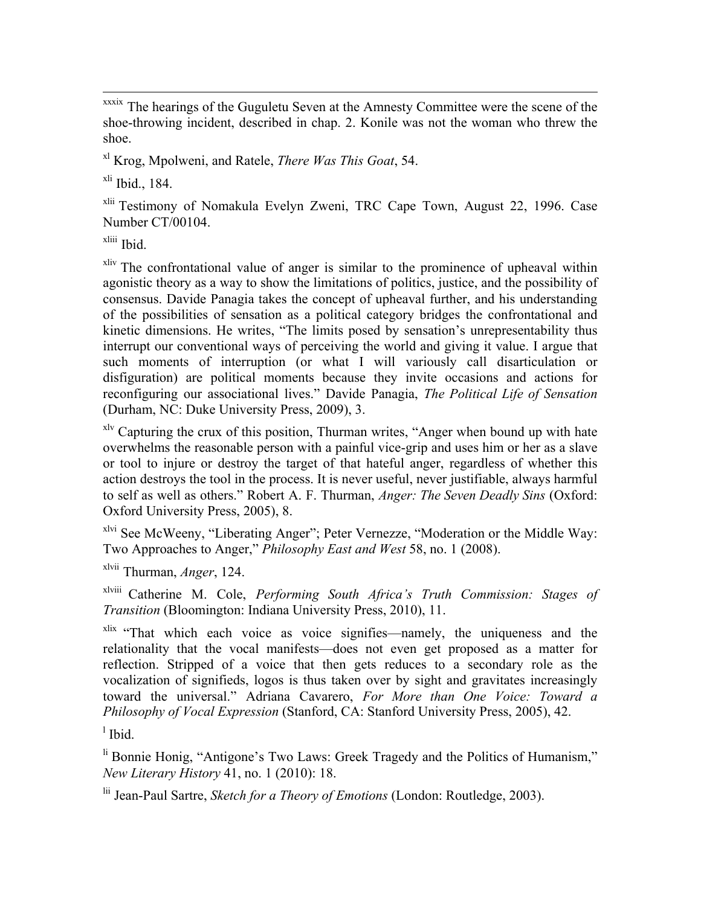[xxxix] The hearings of the Guguletu Seven at the Amnesty Committee were the scene of the shoe-throwing incident, described in chap. 2. Konile was not the woman who threw the shoe.

[xl] Krog, Mpolweni, and Ratele, *There Was This Goat*, 54.

[xli] Ibid., 184.

[xlii] Testimony of Nomakula Evelyn Zweni, TRC Cape Town, August 22, 1996. Case Number CT/00104.

[xliii] Ibid.

[xliv] The confrontational value of anger is similar to the prominence of upheaval within agonistic theory as a way to show the limitations of politics, justice, and the possibility of consensus. Davide Panagia takes the concept of upheaval further, and his understanding of the possibilities of sensation as a political category bridges the confrontational and kinetic dimensions. He writes, "The limits posed by sensation's unrepresentability thus interrupt our conventional ways of perceiving the world and giving it value. I argue that such moments of interruption (or what I will variously call disarticulation or disfiguration) are political moments because they invite occasions and actions for reconfiguring our associational lives." Davide Panagia, *The Political Life of Sensation* (Durham, NC: Duke University Press, 2009), 3.

[xlv] Capturing the crux of this position, Thurman writes, "Anger when bound up with hate overwhelms the reasonable person with a painful vice-grip and uses him or her as a slave or tool to injure or destroy the target of that hateful anger, regardless of whether this action destroys the tool in the process. It is never useful, never justifiable, always harmful to self as well as others." Robert A. F. Thurman, *Anger: The Seven Deadly Sins* (Oxford: Oxford University Press, 2005), 8.

[xlvi] See McWeeny, "Liberating Anger"; Peter Vernezze, "Moderation or the Middle Way: Two Approaches to Anger," *Philosophy East and West* 58, no. 1 (2008).

[xlvii] Thurman, *Anger*, 124.

[xlviii] Catherine M. Cole, *Performing South Africa's Truth Commission: Stages of Transition* (Bloomington: Indiana University Press, 2010), 11.

[xlix] "That which each voice as voice signifies—namely, the uniqueness and the relationality that the vocal manifests—does not even get proposed as a matter for reflection. Stripped of a voice that then gets reduces to a secondary role as the vocalization of signifieds, logos is thus taken over by sight and gravitates increasingly toward the universal." Adriana Cavarero, *For More than One Voice: Toward a Philosophy of Vocal Expression* (Stanford, CA: Stanford University Press, 2005), 42.

[l] Ibid.

[li] Bonnie Honig, "Antigone's Two Laws: Greek Tragedy and the Politics of Humanism," *New Literary History* 41, no. 1 (2010): 18.

[lii] Jean-Paul Sartre, *Sketch for a Theory of Emotions* (London: Routledge, 2003).